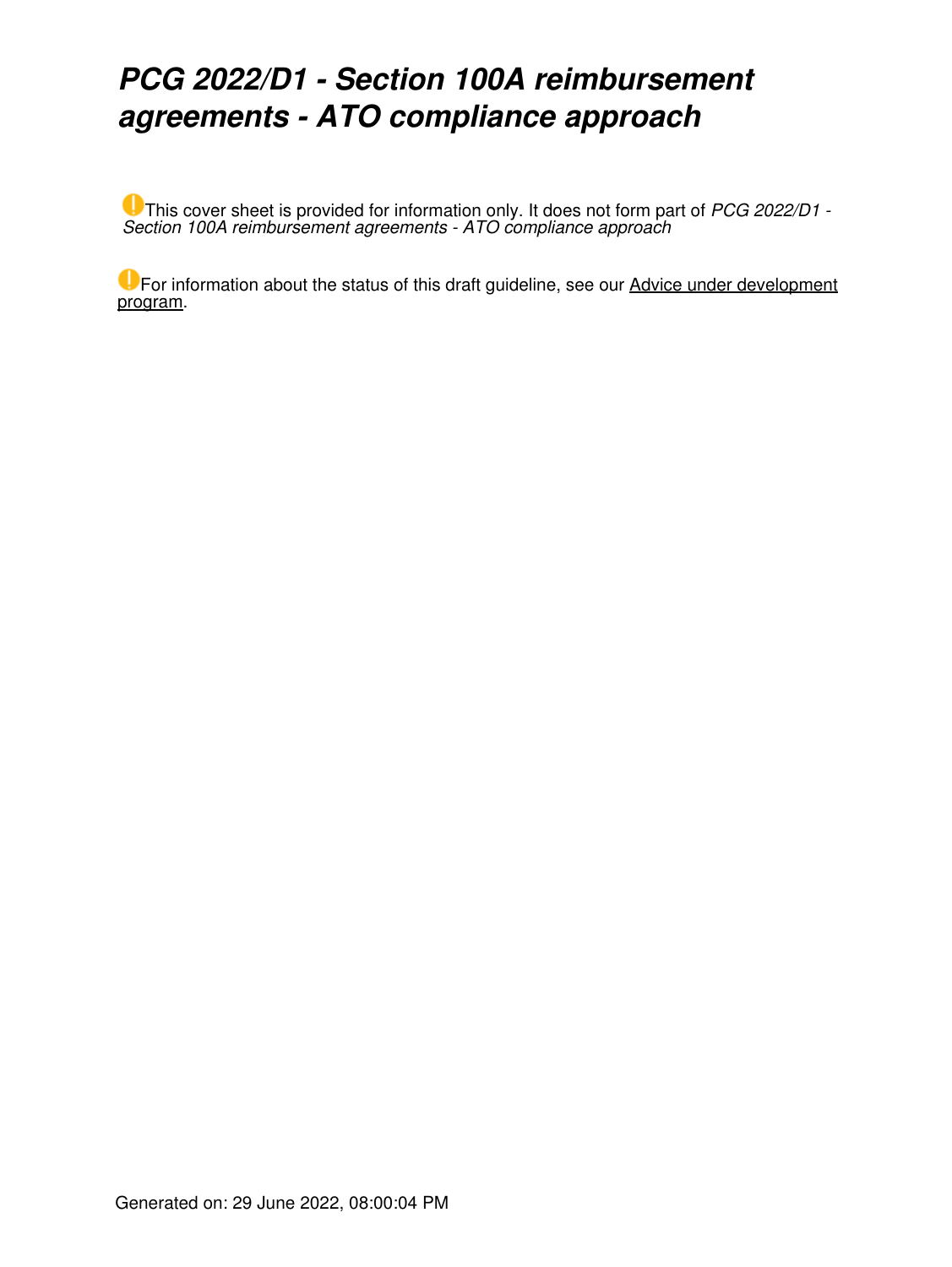# *PCG 2022/D1 - Section 100A reimbursement agreements - ATO compliance approach*

This cover sheet is provided for information only. It does not form part of *PCG 2022/D1 - Section 100A reimbursement agreements - ATO compliance approach*

For information about the status of this draft guideline, see our Advice under development program.

Generated on: 29 June 2022, 08:00:04 PM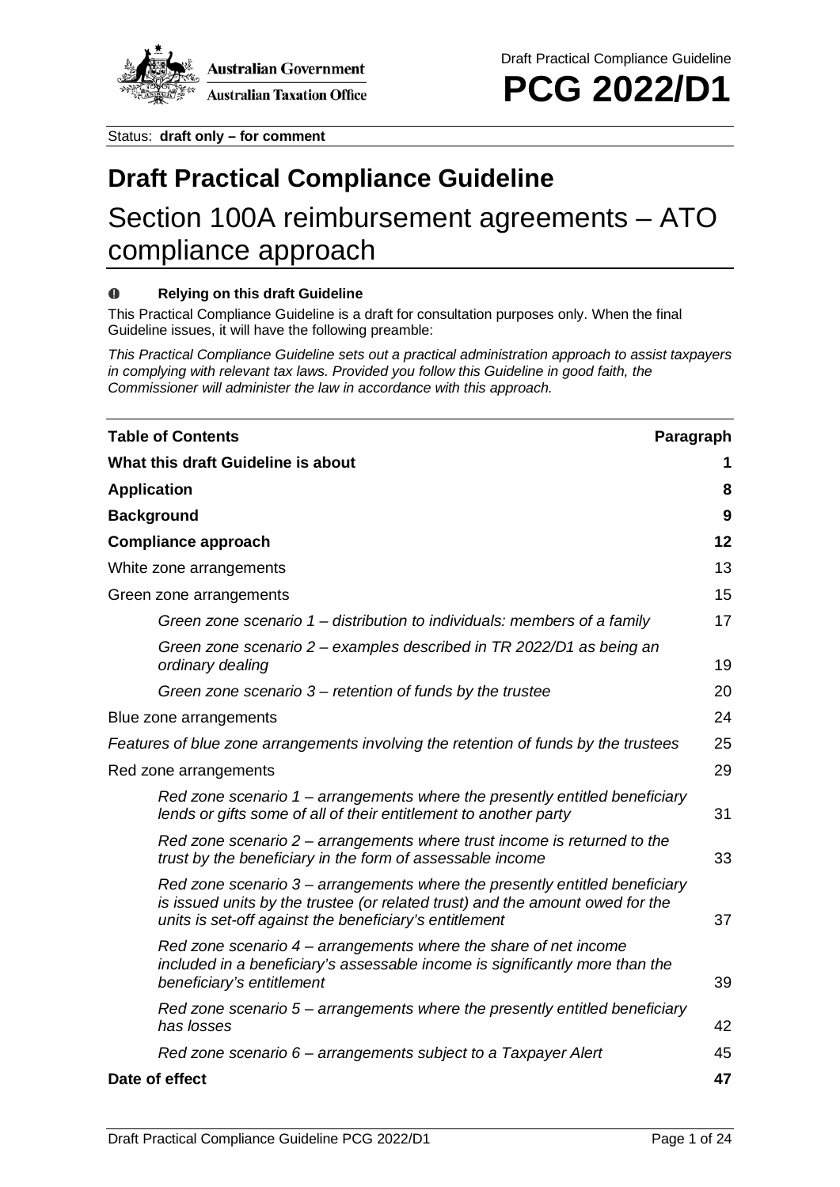Status: **draft only – for comment**

# Draft Practical Compliance Guideline

## Section 100A reimbursement agreements – ATO compliance approach

**Relying on this draft Guideline**

This Practical Compliance Guideline is a draft for consultation purposes only. When the final Guideline issues, it will have the following preamble:

*This Practical Compliance Guideline sets out a practical administration approach to assist taxpayers in complying with relevant tax laws. Provided you follow this Guideline in good faith, the Commissioner will administer the law in accordance with this approach.*

| **Table of Contents** | **Paragraph** |
|---|---|
| **What this draft Guideline is about** | **1** |
| **Application** | **8** |
| **Background** | **9** |
| **Compliance approach** | **12** |
| White zone arrangements | 13 |
| Green zone arrangements | 15 |
| *Green zone scenario 1 – distribution to individuals: members of a family* | 17 |
| *Green zone scenario 2 – examples described in TR 2022/D1 as being an ordinary dealing* | 19 |
| *Green zone scenario 3 – retention of funds by the trustee* | 20 |
| Blue zone arrangements | 24 |
| *Features of blue zone arrangements involving the retention of funds by the trustees* | 25 |
| Red zone arrangements | 29 |
| *Red zone scenario 1 – arrangements where the presently entitled beneficiary lends or gifts some of all of their entitlement to another party* | 31 |
| *Red zone scenario 2 – arrangements where trust income is returned to the trust by the beneficiary in the form of assessable income* | 33 |
| *Red zone scenario 3 – arrangements where the presently entitled beneficiary is issued units by the trustee (or related trust) and the amount owed for the units is set-off against the beneficiary's entitlement* | 37 |
| *Red zone scenario 4 – arrangements where the share of net income included in a beneficiary's assessable income is significantly more than the beneficiary's entitlement* | 39 |
| *Red zone scenario 5 – arrangements where the presently entitled beneficiary has losses* | 42 |
| *Red zone scenario 6 – arrangements subject to a Taxpayer Alert* | 45 |
| **Date of effect** | **47** |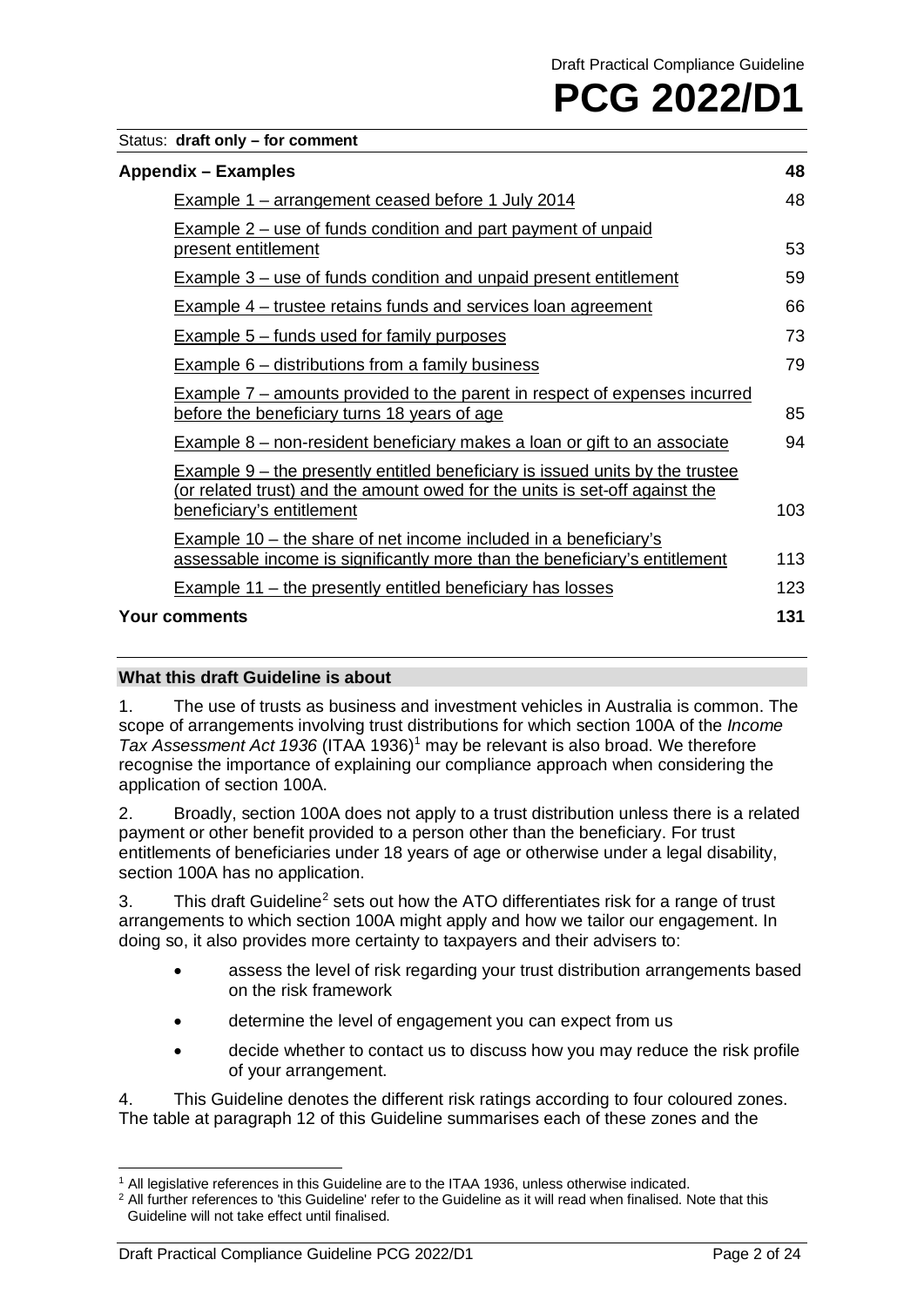Status: **draft only – for comment**

| **Appendix – Examples** | **48** |
| --- | --- |
| Example 1 – arrangement ceased before 1 July 2014 | 48 |
| Example 2 – use of funds condition and part payment of unpaid present entitlement | 53 |
| Example 3 – use of funds condition and unpaid present entitlement | 59 |
| Example 4 – trustee retains funds and services loan agreement | 66 |
| Example 5 – funds used for family purposes | 73 |
| Example 6 – distributions from a family business | 79 |
| Example 7 – amounts provided to the parent in respect of expenses incurred before the beneficiary turns 18 years of age | 85 |
| Example 8 – non-resident beneficiary makes a loan or gift to an associate | 94 |
| Example 9 – the presently entitled beneficiary is issued units by the trustee (or related trust) and the amount owed for the units is set-off against the beneficiary's entitlement | 103 |
| Example 10 – the share of net income included in a beneficiary's assessable income is significantly more than the beneficiary's entitlement | 113 |
| Example 11 – the presently entitled beneficiary has losses | 123 |
| **Your comments** | **131** |

## What this draft Guideline is about

1. The use of trusts as business and investment vehicles in Australia is common. The scope of arrangements involving trust distributions for which section 100A of the *Income Tax Assessment Act 1936* (ITAA 1936)[1] may be relevant is also broad. We therefore recognise the importance of explaining our compliance approach when considering the application of section 100A.

2. Broadly, section 100A does not apply to a trust distribution unless there is a related payment or other benefit provided to a person other than the beneficiary. For trust entitlements of beneficiaries under 18 years of age or otherwise under a legal disability, section 100A has no application.

3. This draft Guideline[2] sets out how the ATO differentiates risk for a range of trust arrangements to which section 100A might apply and how we tailor our engagement. In doing so, it also provides more certainty to taxpayers and their advisers to:

- assess the level of risk regarding your trust distribution arrangements based on the risk framework
- determine the level of engagement you can expect from us
- decide whether to contact us to discuss how you may reduce the risk profile of your arrangement.

4. This Guideline denotes the different risk ratings according to four coloured zones. The table at paragraph 12 of this Guideline summarises each of these zones and the

---

[1] All legislative references in this Guideline are to the ITAA 1936, unless otherwise indicated.

[2] All further references to 'this Guideline' refer to the Guideline as it will read when finalised. Note that this Guideline will not take effect until finalised.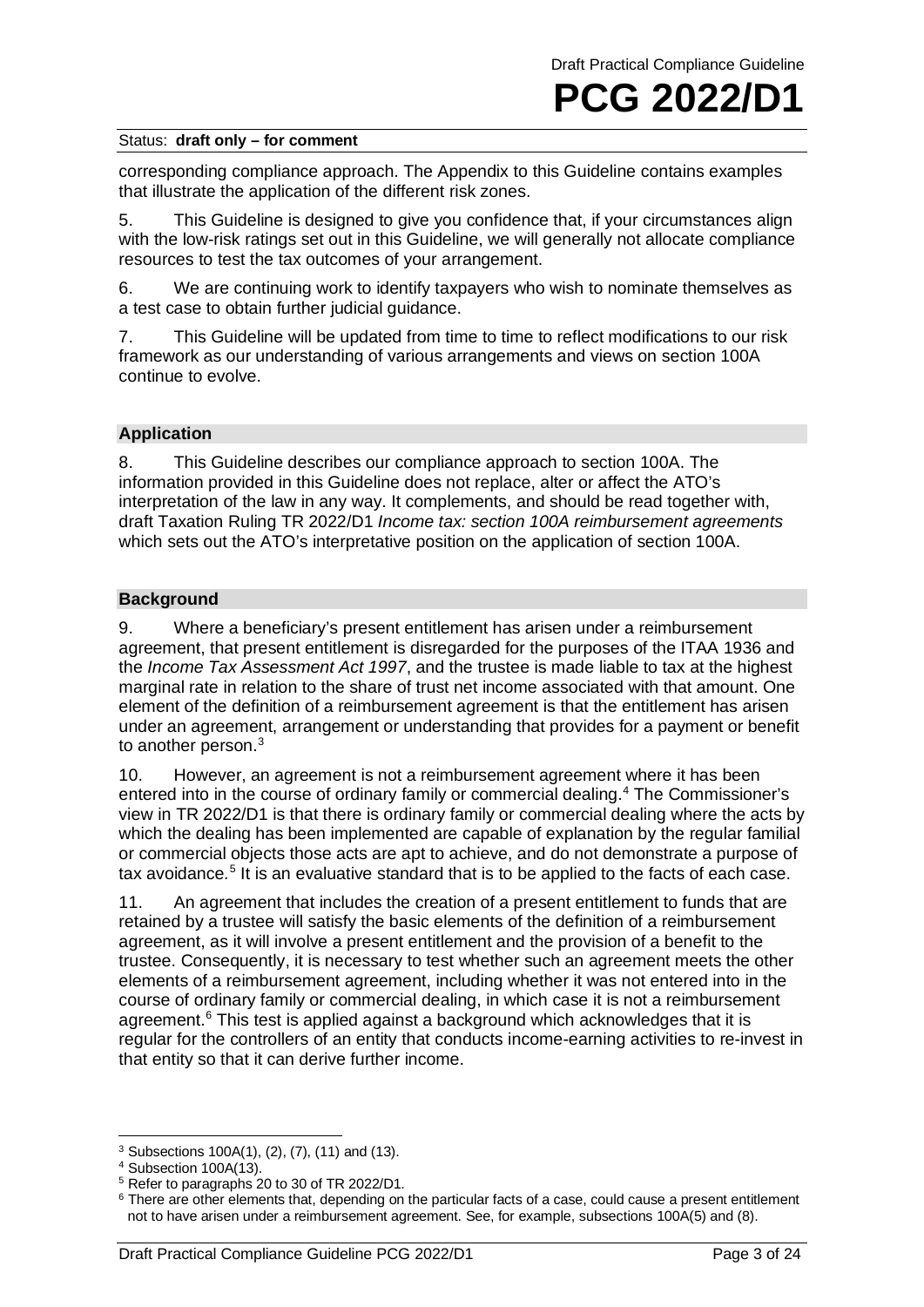corresponding compliance approach. The Appendix to this Guideline contains examples that illustrate the application of the different risk zones.

5. This Guideline is designed to give you confidence that, if your circumstances align with the low-risk ratings set out in this Guideline, we will generally not allocate compliance resources to test the tax outcomes of your arrangement.

6. We are continuing work to identify taxpayers who wish to nominate themselves as a test case to obtain further judicial guidance.

7. This Guideline will be updated from time to time to reflect modifications to our risk framework as our understanding of various arrangements and views on section 100A continue to evolve.

## Application

8. This Guideline describes our compliance approach to section 100A. The information provided in this Guideline does not replace, alter or affect the ATO's interpretation of the law in any way. It complements, and should be read together with, draft Taxation Ruling TR 2022/D1 *Income tax: section 100A reimbursement agreements* which sets out the ATO's interpretative position on the application of section 100A.

## Background

9. Where a beneficiary's present entitlement has arisen under a reimbursement agreement, that present entitlement is disregarded for the purposes of the ITAA 1936 and the *Income Tax Assessment Act 1997*, and the trustee is made liable to tax at the highest marginal rate in relation to the share of trust net income associated with that amount. One element of the definition of a reimbursement agreement is that the entitlement has arisen under an agreement, arrangement or understanding that provides for a payment or benefit to another person.[3]

10. However, an agreement is not a reimbursement agreement where it has been entered into in the course of ordinary family or commercial dealing.[4] The Commissioner's view in TR 2022/D1 is that there is ordinary family or commercial dealing where the acts by which the dealing has been implemented are capable of explanation by the regular familial or commercial objects those acts are apt to achieve, and do not demonstrate a purpose of tax avoidance.[5] It is an evaluative standard that is to be applied to the facts of each case.

11. An agreement that includes the creation of a present entitlement to funds that are retained by a trustee will satisfy the basic elements of the definition of a reimbursement agreement, as it will involve a present entitlement and the provision of a benefit to the trustee. Consequently, it is necessary to test whether such an agreement meets the other elements of a reimbursement agreement, including whether it was not entered into in the course of ordinary family or commercial dealing, in which case it is not a reimbursement agreement.[6] This test is applied against a background which acknowledges that it is regular for the controllers of an entity that conducts income-earning activities to re-invest in that entity so that it can derive further income.

---

[3] Subsections 100A(1), (2), (7), (11) and (13).

[4] Subsection 100A(13).

[5] Refer to paragraphs 20 to 30 of TR 2022/D1.

[6] There are other elements that, depending on the particular facts of a case, could cause a present entitlement not to have arisen under a reimbursement agreement. See, for example, subsections 100A(5) and (8).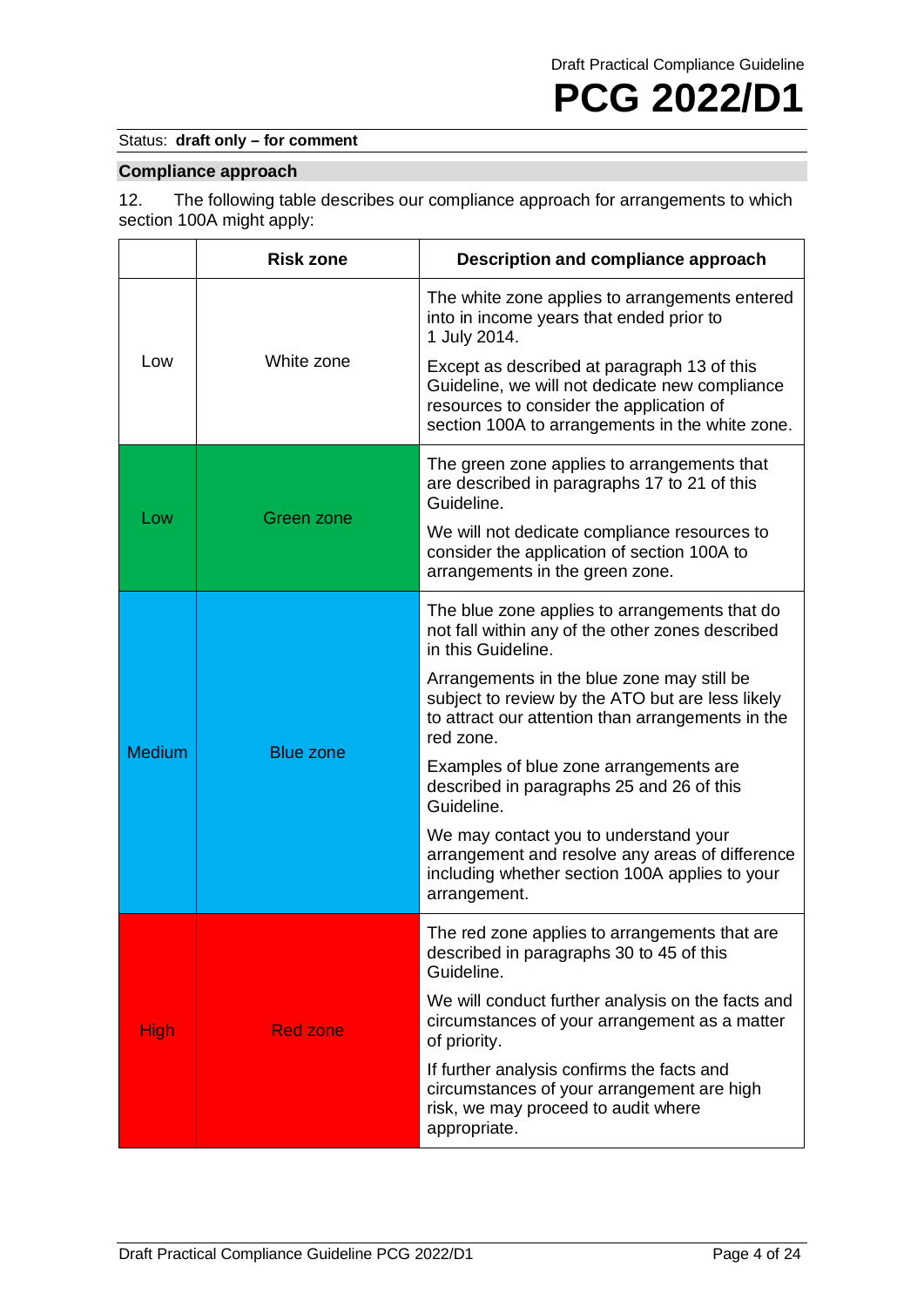Status: **draft only – for comment**

## Compliance approach

12. The following table describes our compliance approach for arrangements to which section 100A might apply:

| | Risk zone | Description and compliance approach |
|---|---|---|
| Low | White zone | The white zone applies to arrangements entered into in income years that ended prior to 1 July 2014.<br><br>Except as described at paragraph 13 of this Guideline, we will not dedicate new compliance resources to consider the application of section 100A to arrangements in the white zone. |
| Low | Green zone | The green zone applies to arrangements that are described in paragraphs 17 to 21 of this Guideline.<br><br>We will not dedicate compliance resources to consider the application of section 100A to arrangements in the green zone. |
| Medium | Blue zone | The blue zone applies to arrangements that do not fall within any of the other zones described in this Guideline.<br><br>Arrangements in the blue zone may still be subject to review by the ATO but are less likely to attract our attention than arrangements in the red zone.<br><br>Examples of blue zone arrangements are described in paragraphs 25 and 26 of this Guideline.<br><br>We may contact you to understand your arrangement and resolve any areas of difference including whether section 100A applies to your arrangement. |
| High | Red zone | The red zone applies to arrangements that are described in paragraphs 30 to 45 of this Guideline.<br><br>We will conduct further analysis on the facts and circumstances of your arrangement as a matter of priority.<br><br>If further analysis confirms the facts and circumstances of your arrangement are high risk, we may proceed to audit where appropriate. |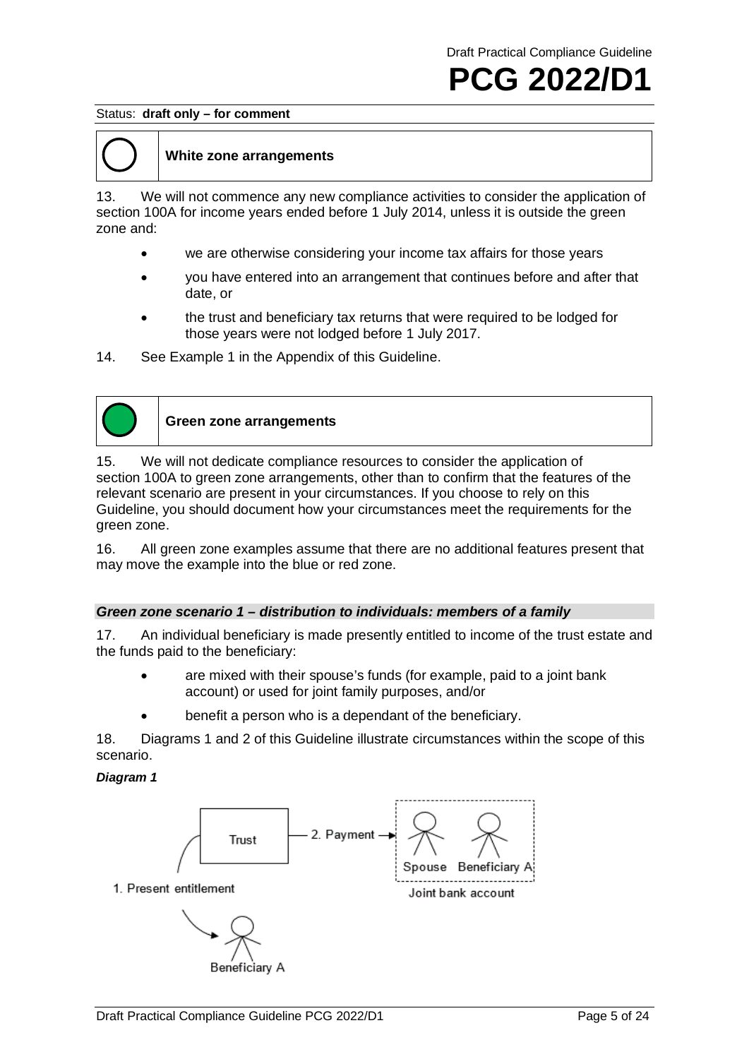Status: **draft only – for comment**

**White zone arrangements**

13. We will not commence any new compliance activities to consider the application of section 100A for income years ended before 1 July 2014, unless it is outside the green zone and:

- we are otherwise considering your income tax affairs for those years
- you have entered into an arrangement that continues before and after that date, or
- the trust and beneficiary tax returns that were required to be lodged for those years were not lodged before 1 July 2017.

14. See Example 1 in the Appendix of this Guideline.

**Green zone arrangements**

15. We will not dedicate compliance resources to consider the application of section 100A to green zone arrangements, other than to confirm that the features of the relevant scenario are present in your circumstances. If you choose to rely on this Guideline, you should document how your circumstances meet the requirements for the green zone.

16. All green zone examples assume that there are no additional features present that may move the example into the blue or red zone.

### *Green zone scenario 1 – distribution to individuals: members of a family*

17. An individual beneficiary is made presently entitled to income of the trust estate and the funds paid to the beneficiary:

- are mixed with their spouse's funds (for example, paid to a joint bank account) or used for joint family purposes, and/or
- benefit a person who is a dependant of the beneficiary.

18. Diagrams 1 and 2 of this Guideline illustrate circumstances within the scope of this scenario.

***Diagram 1***

Trust — 2. Payment → Spouse, Beneficiary A (Joint bank account)

1. Present entitlement → Beneficiary A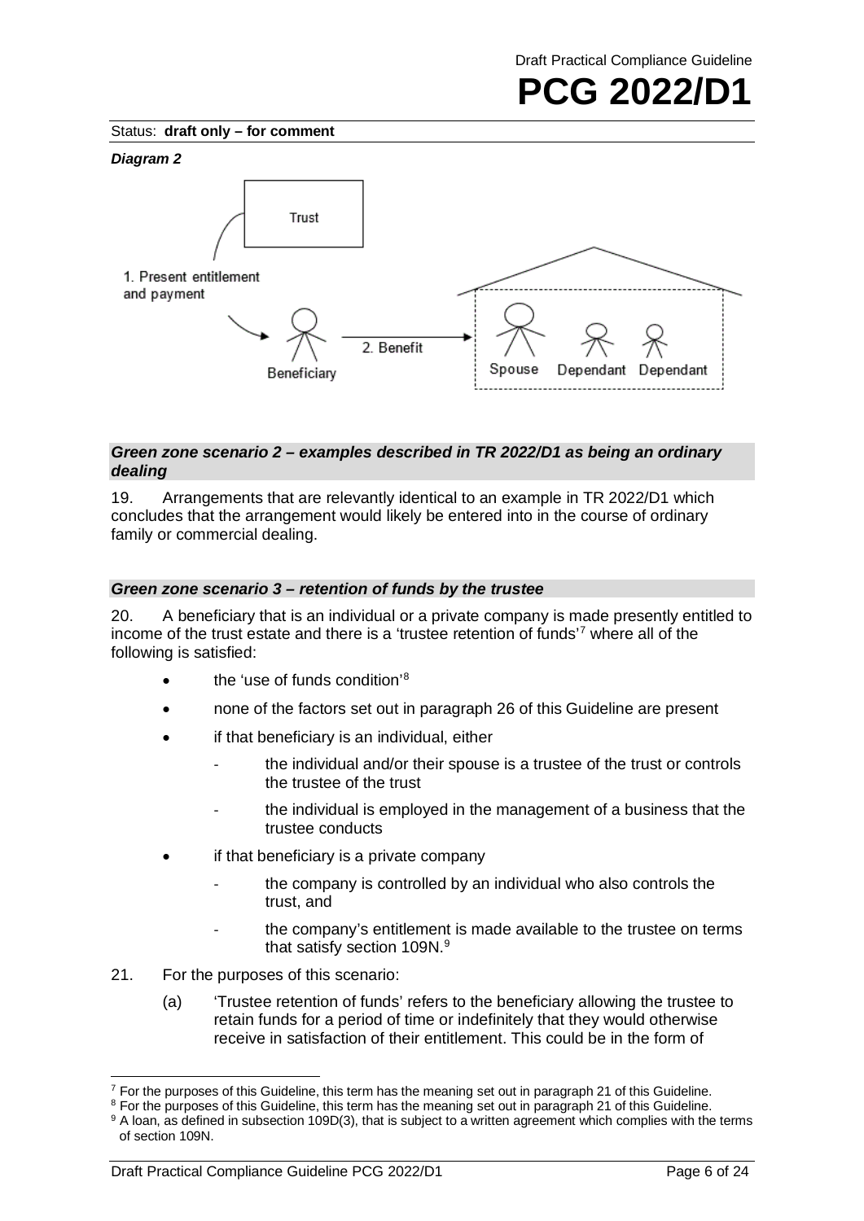*Diagram 2*

Trust

1. Present entitlement and payment

Beneficiary

2. Benefit

Spouse Dependant Dependant

### *Green zone scenario 2 – examples described in TR 2022/D1 as being an ordinary dealing*

19. Arrangements that are relevantly identical to an example in TR 2022/D1 which concludes that the arrangement would likely be entered into in the course of ordinary family or commercial dealing.

### *Green zone scenario 3 – retention of funds by the trustee*

20. A beneficiary that is an individual or a private company is made presently entitled to income of the trust estate and there is a 'trustee retention of funds'[7] where all of the following is satisfied:

- the 'use of funds condition'[8]
- none of the factors set out in paragraph 26 of this Guideline are present
- if that beneficiary is an individual, either
  - the individual and/or their spouse is a trustee of the trust or controls the trustee of the trust
  - the individual is employed in the management of a business that the trustee conducts
- if that beneficiary is a private company
  - the company is controlled by an individual who also controls the trust, and
  - the company's entitlement is made available to the trustee on terms that satisfy section 109N.[9]

21. For the purposes of this scenario:

(a) 'Trustee retention of funds' refers to the beneficiary allowing the trustee to retain funds for a period of time or indefinitely that they would otherwise receive in satisfaction of their entitlement. This could be in the form of

---

[7] For the purposes of this Guideline, this term has the meaning set out in paragraph 21 of this Guideline.

[8] For the purposes of this Guideline, this term has the meaning set out in paragraph 21 of this Guideline.

[9] A loan, as defined in subsection 109D(3), that is subject to a written agreement which complies with the terms of section 109N.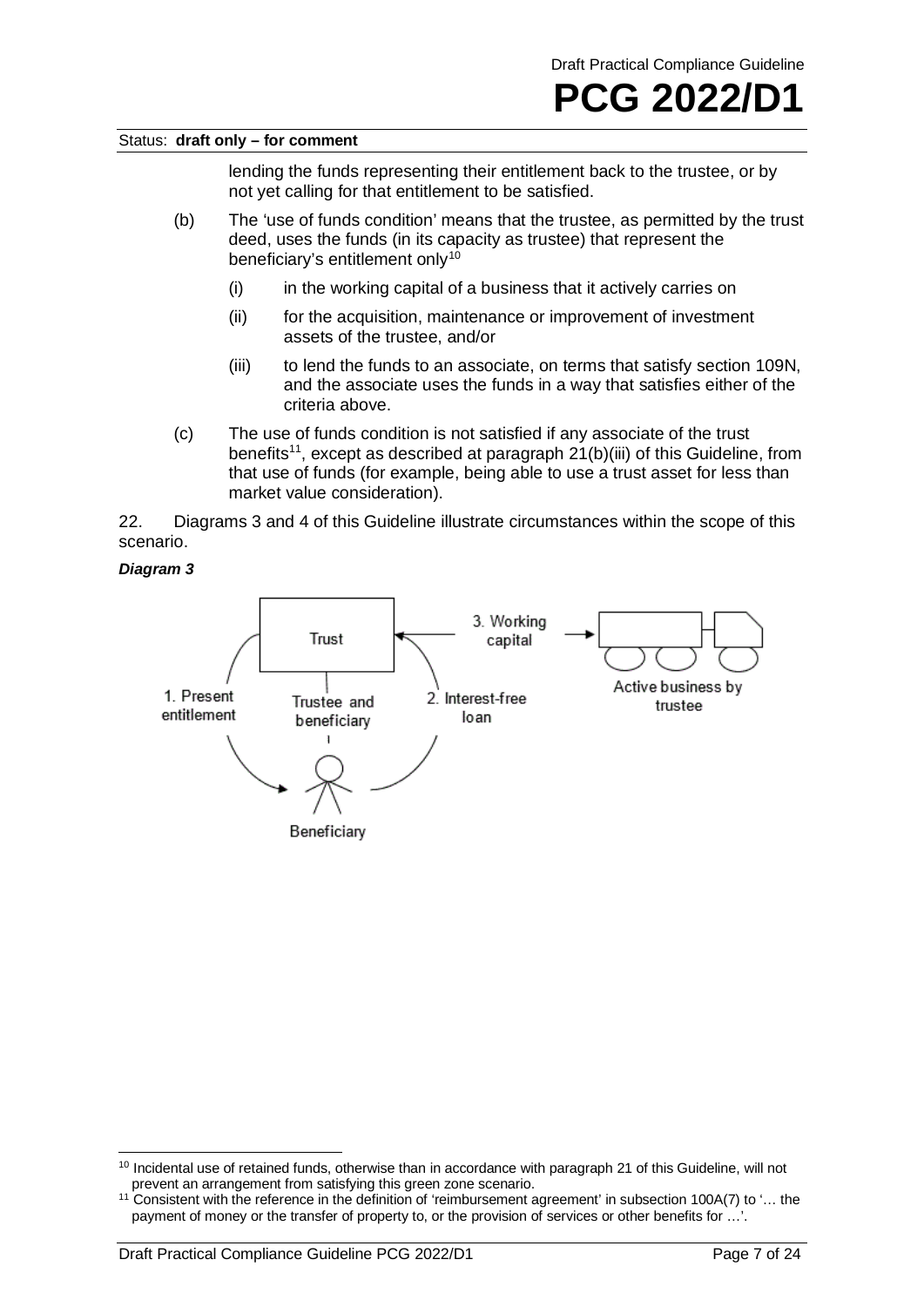lending the funds representing their entitlement back to the trustee, or by not yet calling for that entitlement to be satisfied.

(b) The 'use of funds condition' means that the trustee, as permitted by the trust deed, uses the funds (in its capacity as trustee) that represent the beneficiary's entitlement only[10]

  (i) in the working capital of a business that it actively carries on

  (ii) for the acquisition, maintenance or improvement of investment assets of the trustee, and/or

  (iii) to lend the funds to an associate, on terms that satisfy section 109N, and the associate uses the funds in a way that satisfies either of the criteria above.

(c) The use of funds condition is not satisfied if any associate of the trust benefits[11], except as described at paragraph 21(b)(iii) of this Guideline, from that use of funds (for example, being able to use a trust asset for less than market value consideration).

22. Diagrams 3 and 4 of this Guideline illustrate circumstances within the scope of this scenario.

***Diagram 3***

Trust — Trustee and beneficiary — Beneficiary

1. Present entitlement

2. Interest-free loan

3. Working capital

Active business by trustee

---

[10] Incidental use of retained funds, otherwise than in accordance with paragraph 21 of this Guideline, will not prevent an arrangement from satisfying this green zone scenario.

[11] Consistent with the reference in the definition of 'reimbursement agreement' in subsection 100A(7) to '… the payment of money or the transfer of property to, or the provision of services or other benefits for …'.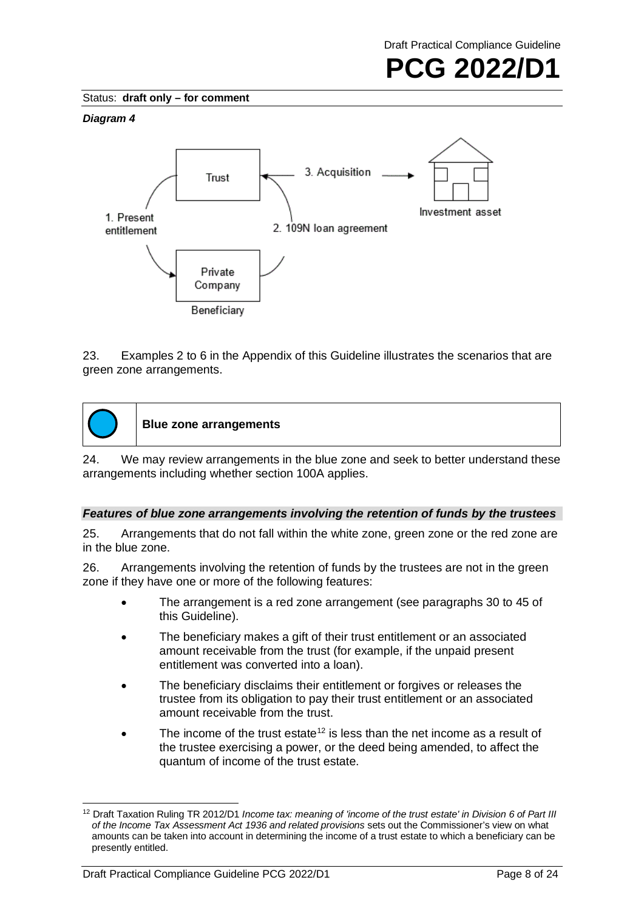Status: **draft only – for comment**

***Diagram 4***

23. Examples 2 to 6 in the Appendix of this Guideline illustrates the scenarios that are green zone arrangements.

**Blue zone arrangements**

24. We may review arrangements in the blue zone and seek to better understand these arrangements including whether section 100A applies.

***Features of blue zone arrangements involving the retention of funds by the trustees***

25. Arrangements that do not fall within the white zone, green zone or the red zone are in the blue zone.

26. Arrangements involving the retention of funds by the trustees are not in the green zone if they have one or more of the following features:

- The arrangement is a red zone arrangement (see paragraphs 30 to 45 of this Guideline).
- The beneficiary makes a gift of their trust entitlement or an associated amount receivable from the trust (for example, if the unpaid present entitlement was converted into a loan).
- The beneficiary disclaims their entitlement or forgives or releases the trustee from its obligation to pay their trust entitlement or an associated amount receivable from the trust.
- The income of the trust estate[12] is less than the net income as a result of the trustee exercising a power, or the deed being amended, to affect the quantum of income of the trust estate.

---

[12] Draft Taxation Ruling TR 2012/D1 *Income tax: meaning of 'income of the trust estate' in Division 6 of Part III of the Income Tax Assessment Act 1936 and related provisions* sets out the Commissioner's view on what amounts can be taken into account in determining the income of a trust estate to which a beneficiary can be presently entitled.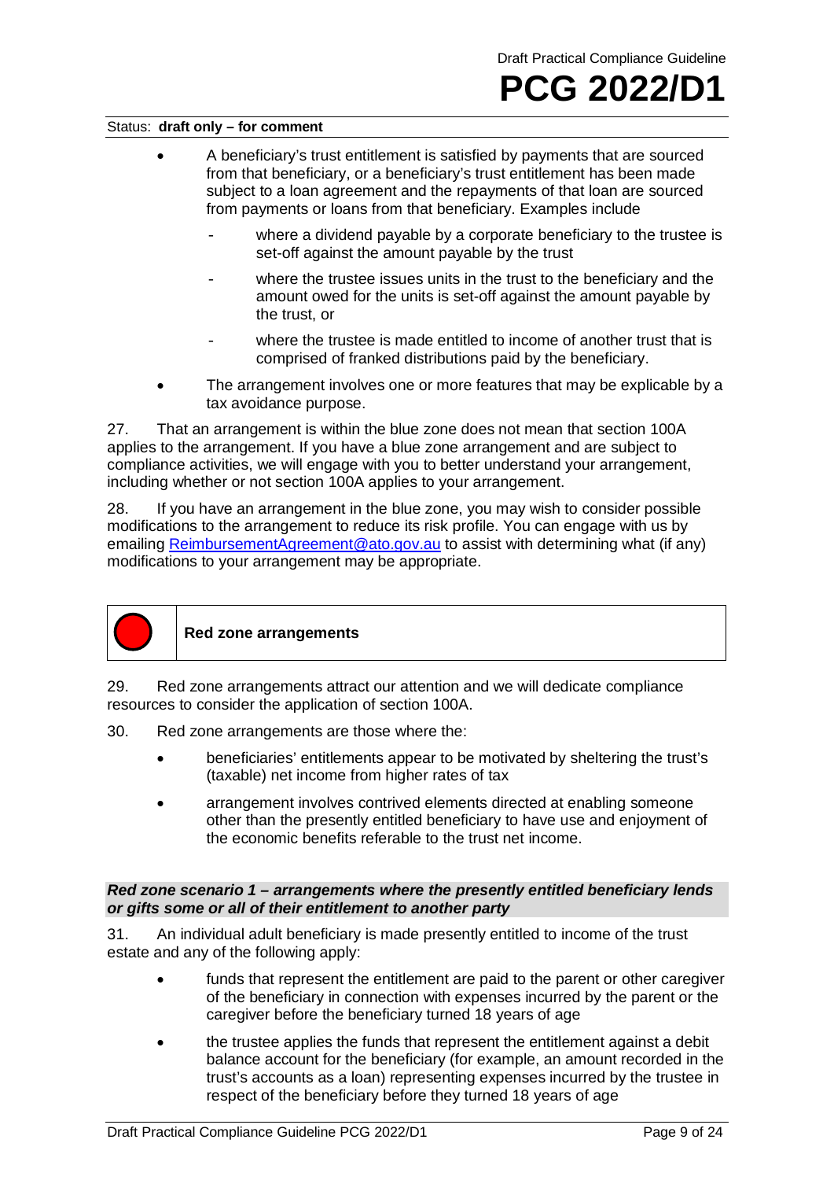- A beneficiary's trust entitlement is satisfied by payments that are sourced from that beneficiary, or a beneficiary's trust entitlement has been made subject to a loan agreement and the repayments of that loan are sourced from payments or loans from that beneficiary. Examples include
  - where a dividend payable by a corporate beneficiary to the trustee is set-off against the amount payable by the trust
  - where the trustee issues units in the trust to the beneficiary and the amount owed for the units is set-off against the amount payable by the trust, or
  - where the trustee is made entitled to income of another trust that is comprised of franked distributions paid by the beneficiary.
- The arrangement involves one or more features that may be explicable by a tax avoidance purpose.

27. That an arrangement is within the blue zone does not mean that section 100A applies to the arrangement. If you have a blue zone arrangement and are subject to compliance activities, we will engage with you to better understand your arrangement, including whether or not section 100A applies to your arrangement.

28. If you have an arrangement in the blue zone, you may wish to consider possible modifications to the arrangement to reduce its risk profile. You can engage with us by emailing ReimbursementAgreement@ato.gov.au to assist with determining what (if any) modifications to your arrangement may be appropriate.

## Red zone arrangements

29. Red zone arrangements attract our attention and we will dedicate compliance resources to consider the application of section 100A.

30. Red zone arrangements are those where the:

- beneficiaries' entitlements appear to be motivated by sheltering the trust's (taxable) net income from higher rates of tax
- arrangement involves contrived elements directed at enabling someone other than the presently entitled beneficiary to have use and enjoyment of the economic benefits referable to the trust net income.

### *Red zone scenario 1 – arrangements where the presently entitled beneficiary lends or gifts some or all of their entitlement to another party*

31. An individual adult beneficiary is made presently entitled to income of the trust estate and any of the following apply:

- funds that represent the entitlement are paid to the parent or other caregiver of the beneficiary in connection with expenses incurred by the parent or the caregiver before the beneficiary turned 18 years of age
- the trustee applies the funds that represent the entitlement against a debit balance account for the beneficiary (for example, an amount recorded in the trust's accounts as a loan) representing expenses incurred by the trustee in respect of the beneficiary before they turned 18 years of age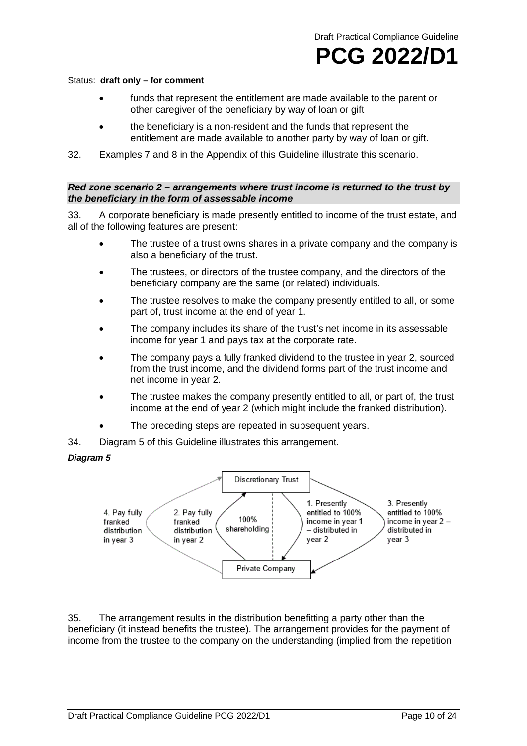- funds that represent the entitlement are made available to the parent or other caregiver of the beneficiary by way of loan or gift
- the beneficiary is a non-resident and the funds that represent the entitlement are made available to another party by way of loan or gift.

32. Examples 7 and 8 in the Appendix of this Guideline illustrate this scenario.

### *Red zone scenario 2 – arrangements where trust income is returned to the trust by the beneficiary in the form of assessable income*

33. A corporate beneficiary is made presently entitled to income of the trust estate, and all of the following features are present:

- The trustee of a trust owns shares in a private company and the company is also a beneficiary of the trust.
- The trustees, or directors of the trustee company, and the directors of the beneficiary company are the same (or related) individuals.
- The trustee resolves to make the company presently entitled to all, or some part of, trust income at the end of year 1.
- The company includes its share of the trust's net income in its assessable income for year 1 and pays tax at the corporate rate.
- The company pays a fully franked dividend to the trustee in year 2, sourced from the trust income, and the dividend forms part of the trust income and net income in year 2.
- The trustee makes the company presently entitled to all, or part of, the trust income at the end of year 2 (which might include the franked distribution).
- The preceding steps are repeated in subsequent years.

34. Diagram 5 of this Guideline illustrates this arrangement.

***Diagram 5***

Discretionary Trust — Private Company (100% shareholding)

1. Presently entitled to 100% income in year 1 – distributed in year 2
2. Pay fully franked distribution in year 2
3. Presently entitled to 100% income in year 2 – distributed in year 3
4. Pay fully franked distribution in year 3

35. The arrangement results in the distribution benefitting a party other than the beneficiary (it instead benefits the trustee). The arrangement provides for the payment of income from the trustee to the company on the understanding (implied from the repetition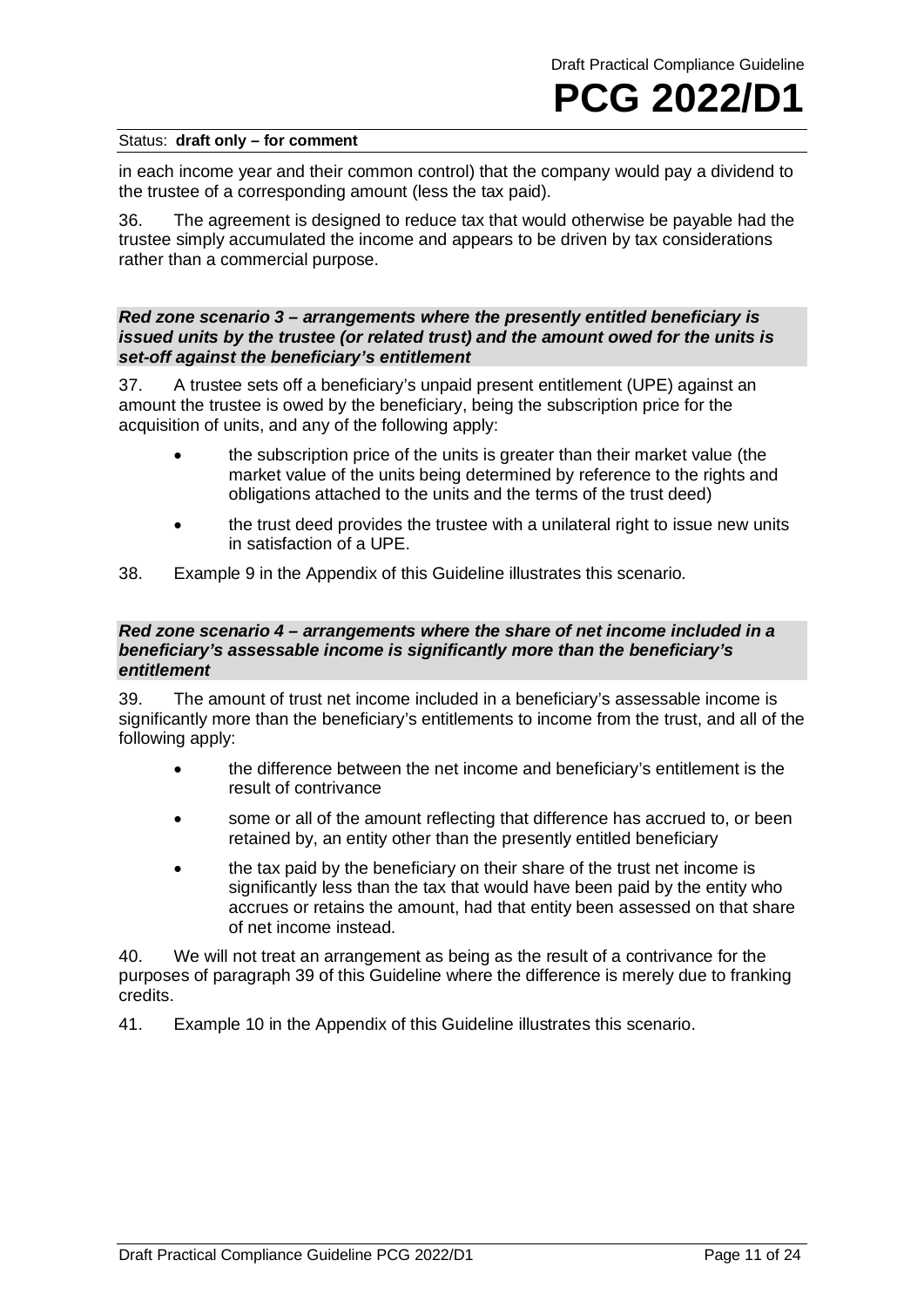in each income year and their common control) that the company would pay a dividend to the trustee of a corresponding amount (less the tax paid).

36. The agreement is designed to reduce tax that would otherwise be payable had the trustee simply accumulated the income and appears to be driven by tax considerations rather than a commercial purpose.

### *Red zone scenario 3 – arrangements where the presently entitled beneficiary is issued units by the trustee (or related trust) and the amount owed for the units is set-off against the beneficiary's entitlement*

37. A trustee sets off a beneficiary's unpaid present entitlement (UPE) against an amount the trustee is owed by the beneficiary, being the subscription price for the acquisition of units, and any of the following apply:

- the subscription price of the units is greater than their market value (the market value of the units being determined by reference to the rights and obligations attached to the units and the terms of the trust deed)
- the trust deed provides the trustee with a unilateral right to issue new units in satisfaction of a UPE.

38. Example 9 in the Appendix of this Guideline illustrates this scenario.

### *Red zone scenario 4 – arrangements where the share of net income included in a beneficiary's assessable income is significantly more than the beneficiary's entitlement*

39. The amount of trust net income included in a beneficiary's assessable income is significantly more than the beneficiary's entitlements to income from the trust, and all of the following apply:

- the difference between the net income and beneficiary's entitlement is the result of contrivance
- some or all of the amount reflecting that difference has accrued to, or been retained by, an entity other than the presently entitled beneficiary
- the tax paid by the beneficiary on their share of the trust net income is significantly less than the tax that would have been paid by the entity who accrues or retains the amount, had that entity been assessed on that share of net income instead.

40. We will not treat an arrangement as being as the result of a contrivance for the purposes of paragraph 39 of this Guideline where the difference is merely due to franking credits.

41. Example 10 in the Appendix of this Guideline illustrates this scenario.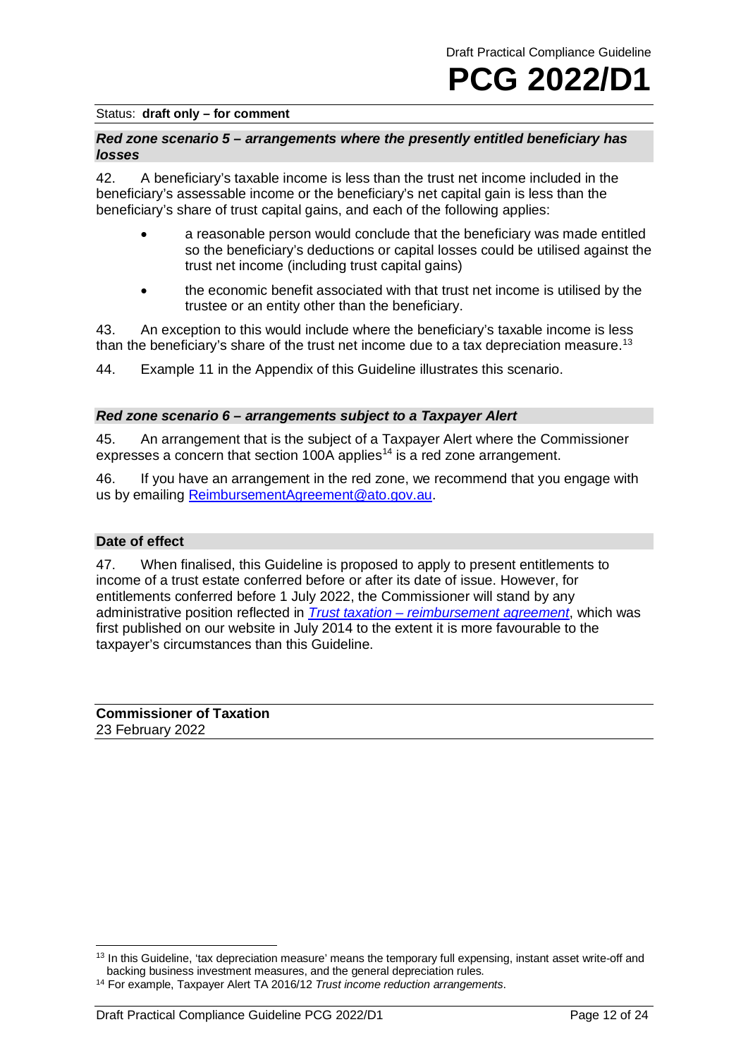Status: **draft only – for comment**

### *Red zone scenario 5 – arrangements where the presently entitled beneficiary has losses*

42. A beneficiary's taxable income is less than the trust net income included in the beneficiary's assessable income or the beneficiary's net capital gain is less than the beneficiary's share of trust capital gains, and each of the following applies:

- a reasonable person would conclude that the beneficiary was made entitled so the beneficiary's deductions or capital losses could be utilised against the trust net income (including trust capital gains)
- the economic benefit associated with that trust net income is utilised by the trustee or an entity other than the beneficiary.

43. An exception to this would include where the beneficiary's taxable income is less than the beneficiary's share of the trust net income due to a tax depreciation measure.[13]

44. Example 11 in the Appendix of this Guideline illustrates this scenario.

### *Red zone scenario 6 – arrangements subject to a Taxpayer Alert*

45. An arrangement that is the subject of a Taxpayer Alert where the Commissioner expresses a concern that section 100A applies[14] is a red zone arrangement.

46. If you have an arrangement in the red zone, we recommend that you engage with us by emailing ReimbursementAgreement@ato.gov.au.

## Date of effect

47. When finalised, this Guideline is proposed to apply to present entitlements to income of a trust estate conferred before or after its date of issue. However, for entitlements conferred before 1 July 2022, the Commissioner will stand by any administrative position reflected in *Trust taxation – reimbursement agreement*, which was first published on our website in July 2014 to the extent it is more favourable to the taxpayer's circumstances than this Guideline.

**Commissioner of Taxation**
23 February 2022

---

[13] In this Guideline, 'tax depreciation measure' means the temporary full expensing, instant asset write-off and backing business investment measures, and the general depreciation rules.

[14] For example, Taxpayer Alert TA 2016/12 *Trust income reduction arrangements*.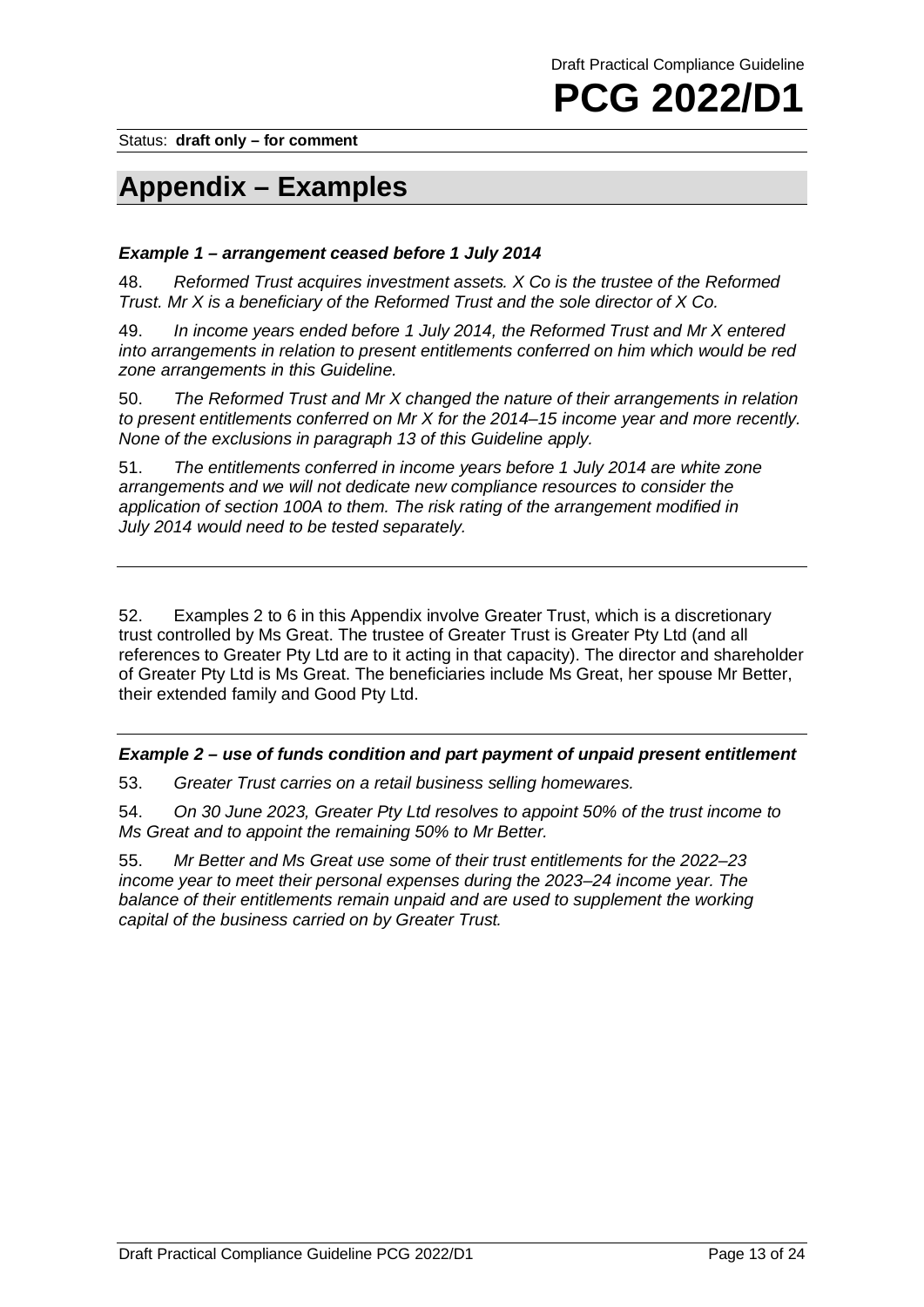# Appendix – Examples

### *Example 1 – arrangement ceased before 1 July 2014*

48. *Reformed Trust acquires investment assets. X Co is the trustee of the Reformed Trust. Mr X is a beneficiary of the Reformed Trust and the sole director of X Co.*

49. *In income years ended before 1 July 2014, the Reformed Trust and Mr X entered into arrangements in relation to present entitlements conferred on him which would be red zone arrangements in this Guideline.*

50. *The Reformed Trust and Mr X changed the nature of their arrangements in relation to present entitlements conferred on Mr X for the 2014–15 income year and more recently. None of the exclusions in paragraph 13 of this Guideline apply.*

51. *The entitlements conferred in income years before 1 July 2014 are white zone arrangements and we will not dedicate new compliance resources to consider the application of section 100A to them. The risk rating of the arrangement modified in July 2014 would need to be tested separately.*

---

52. Examples 2 to 6 in this Appendix involve Greater Trust, which is a discretionary trust controlled by Ms Great. The trustee of Greater Trust is Greater Pty Ltd (and all references to Greater Pty Ltd are to it acting in that capacity). The director and shareholder of Greater Pty Ltd is Ms Great. The beneficiaries include Ms Great, her spouse Mr Better, their extended family and Good Pty Ltd.

---

### *Example 2 – use of funds condition and part payment of unpaid present entitlement*

53. *Greater Trust carries on a retail business selling homewares.*

54. *On 30 June 2023, Greater Pty Ltd resolves to appoint 50% of the trust income to Ms Great and to appoint the remaining 50% to Mr Better.*

55. *Mr Better and Ms Great use some of their trust entitlements for the 2022–23 income year to meet their personal expenses during the 2023–24 income year. The balance of their entitlements remain unpaid and are used to supplement the working capital of the business carried on by Greater Trust.*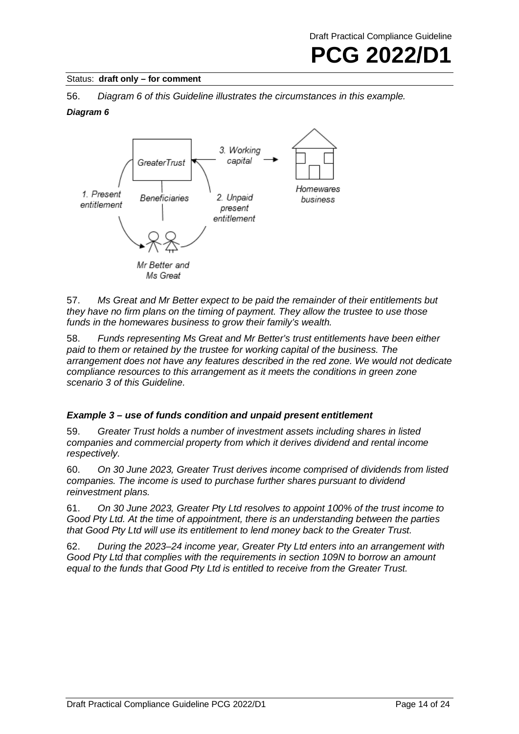56. *Diagram 6 of this Guideline illustrates the circumstances in this example.*

***Diagram 6***

57. *Ms Great and Mr Better expect to be paid the remainder of their entitlements but they have no firm plans on the timing of payment. They allow the trustee to use those funds in the homewares business to grow their family's wealth.*

58. *Funds representing Ms Great and Mr Better's trust entitlements have been either paid to them or retained by the trustee for working capital of the business. The arrangement does not have any features described in the red zone. We would not dedicate compliance resources to this arrangement as it meets the conditions in green zone scenario 3 of this Guideline.*

### *Example 3 – use of funds condition and unpaid present entitlement*

59. *Greater Trust holds a number of investment assets including shares in listed companies and commercial property from which it derives dividend and rental income respectively.*

60. *On 30 June 2023, Greater Trust derives income comprised of dividends from listed companies. The income is used to purchase further shares pursuant to dividend reinvestment plans.*

61. *On 30 June 2023, Greater Pty Ltd resolves to appoint 100% of the trust income to Good Pty Ltd. At the time of appointment, there is an understanding between the parties that Good Pty Ltd will use its entitlement to lend money back to the Greater Trust.*

62. *During the 2023–24 income year, Greater Pty Ltd enters into an arrangement with Good Pty Ltd that complies with the requirements in section 109N to borrow an amount equal to the funds that Good Pty Ltd is entitled to receive from the Greater Trust.*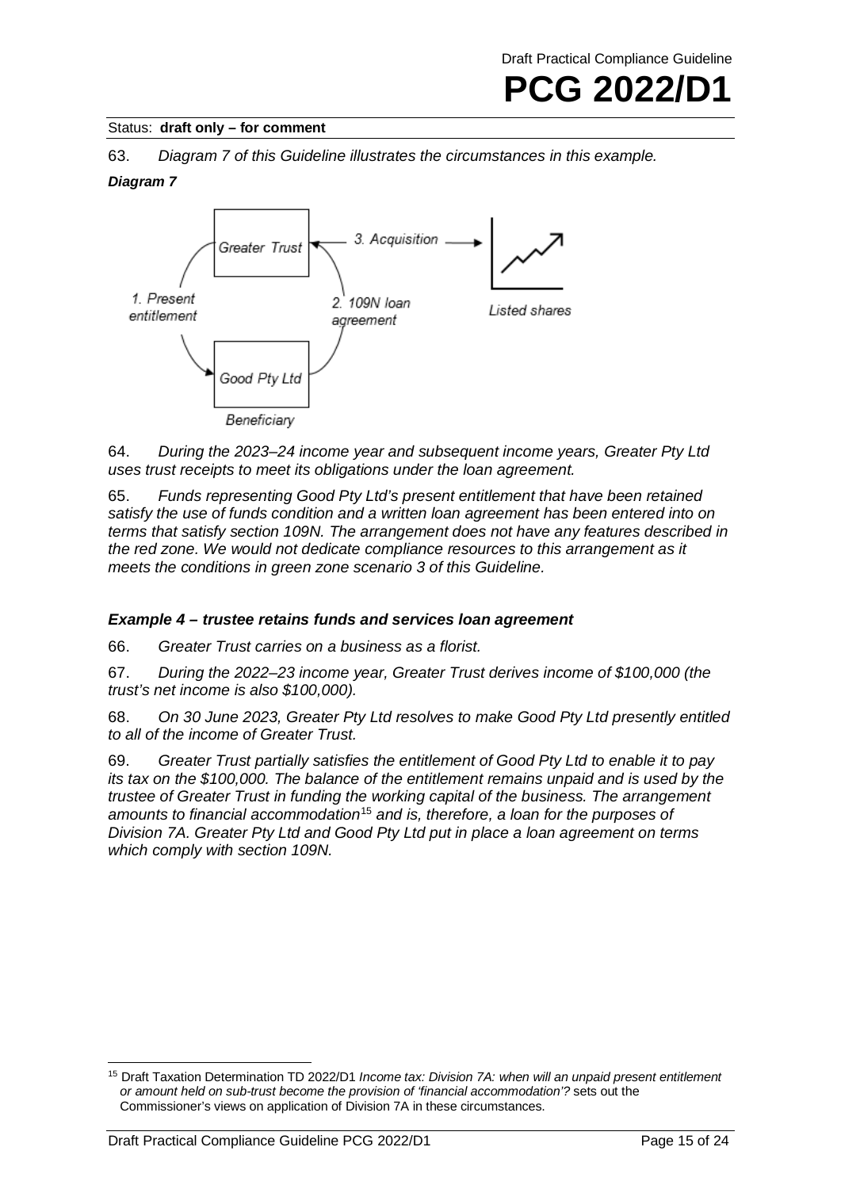63. *Diagram 7 of this Guideline illustrates the circumstances in this example.*

***Diagram 7***

64. *During the 2023–24 income year and subsequent income years, Greater Pty Ltd uses trust receipts to meet its obligations under the loan agreement.*

65. *Funds representing Good Pty Ltd's present entitlement that have been retained satisfy the use of funds condition and a written loan agreement has been entered into on terms that satisfy section 109N. The arrangement does not have any features described in the red zone. We would not dedicate compliance resources to this arrangement as it meets the conditions in green zone scenario 3 of this Guideline.*

### *Example 4 – trustee retains funds and services loan agreement*

66. *Greater Trust carries on a business as a florist.*

67. *During the 2022–23 income year, Greater Trust derives income of $100,000 (the trust's net income is also $100,000).*

68. *On 30 June 2023, Greater Pty Ltd resolves to make Good Pty Ltd presently entitled to all of the income of Greater Trust.*

69. *Greater Trust partially satisfies the entitlement of Good Pty Ltd to enable it to pay its tax on the $100,000. The balance of the entitlement remains unpaid and is used by the trustee of Greater Trust in funding the working capital of the business. The arrangement amounts to financial accommodation*[15] *and is, therefore, a loan for the purposes of Division 7A. Greater Pty Ltd and Good Pty Ltd put in place a loan agreement on terms which comply with section 109N.*

---

[15] Draft Taxation Determination TD 2022/D1 *Income tax: Division 7A: when will an unpaid present entitlement or amount held on sub-trust become the provision of 'financial accommodation'?* sets out the Commissioner's views on application of Division 7A in these circumstances.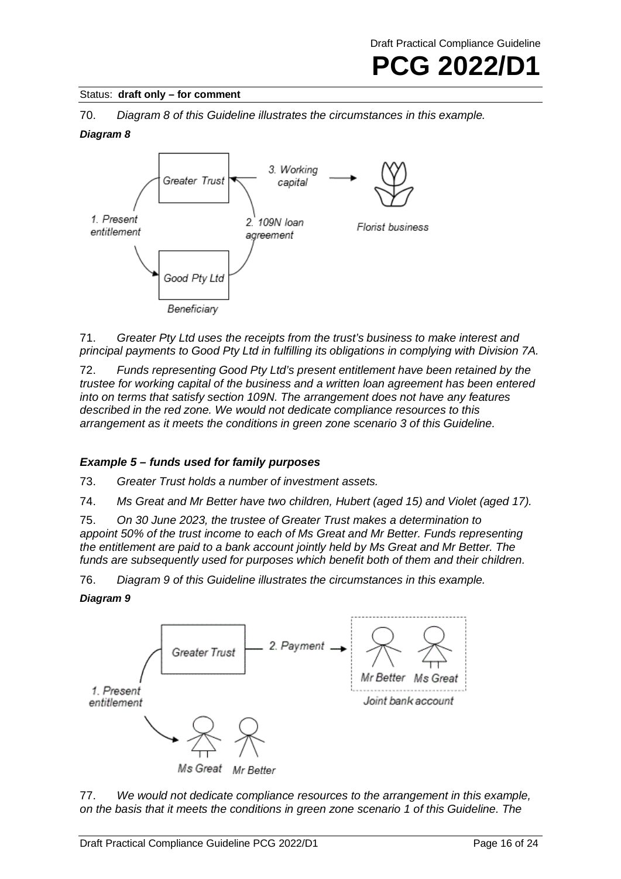Status: **draft only – for comment**

70. *Diagram 8 of this Guideline illustrates the circumstances in this example.*

***Diagram 8***

71. *Greater Pty Ltd uses the receipts from the trust's business to make interest and principal payments to Good Pty Ltd in fulfilling its obligations in complying with Division 7A.*

72. *Funds representing Good Pty Ltd's present entitlement have been retained by the trustee for working capital of the business and a written loan agreement has been entered into on terms that satisfy section 109N. The arrangement does not have any features described in the red zone. We would not dedicate compliance resources to this arrangement as it meets the conditions in green zone scenario 3 of this Guideline.*

#### *Example 5 – funds used for family purposes*

73. *Greater Trust holds a number of investment assets.*

74. *Ms Great and Mr Better have two children, Hubert (aged 15) and Violet (aged 17).*

75. *On 30 June 2023, the trustee of Greater Trust makes a determination to appoint 50% of the trust income to each of Ms Great and Mr Better. Funds representing the entitlement are paid to a bank account jointly held by Ms Great and Mr Better. The funds are subsequently used for purposes which benefit both of them and their children.*

76. *Diagram 9 of this Guideline illustrates the circumstances in this example.*

***Diagram 9***

77. *We would not dedicate compliance resources to the arrangement in this example, on the basis that it meets the conditions in green zone scenario 1 of this Guideline. The*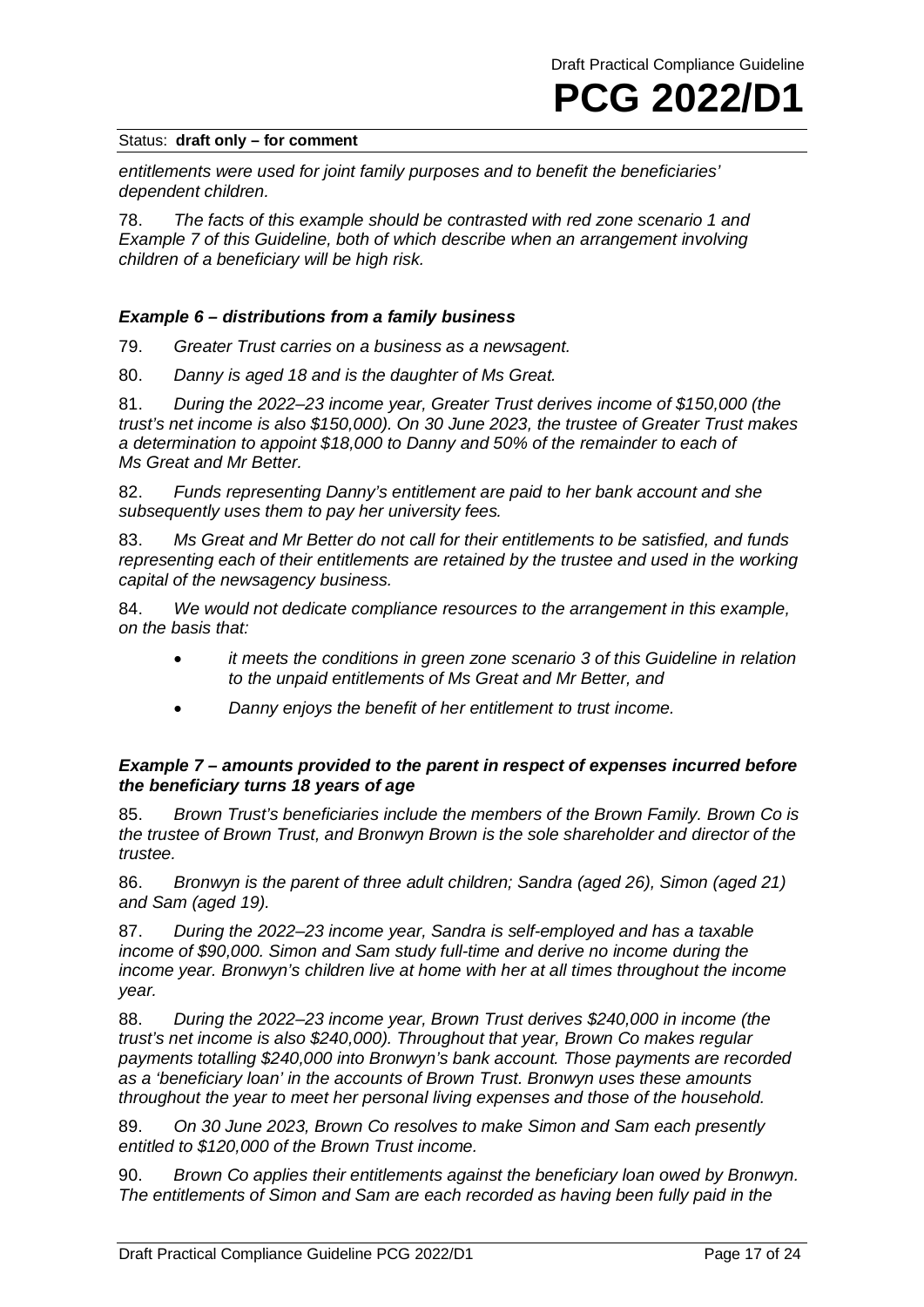*entitlements were used for joint family purposes and to benefit the beneficiaries' dependent children.*

78. *The facts of this example should be contrasted with red zone scenario 1 and Example 7 of this Guideline, both of which describe when an arrangement involving children of a beneficiary will be high risk.*

### *Example 6 – distributions from a family business*

79. *Greater Trust carries on a business as a newsagent.*

80. *Danny is aged 18 and is the daughter of Ms Great.*

81. *During the 2022–23 income year, Greater Trust derives income of $150,000 (the trust's net income is also $150,000). On 30 June 2023, the trustee of Greater Trust makes a determination to appoint $18,000 to Danny and 50% of the remainder to each of Ms Great and Mr Better.*

82. *Funds representing Danny's entitlement are paid to her bank account and she subsequently uses them to pay her university fees.*

83. *Ms Great and Mr Better do not call for their entitlements to be satisfied, and funds representing each of their entitlements are retained by the trustee and used in the working capital of the newsagency business.*

84. *We would not dedicate compliance resources to the arrangement in this example, on the basis that:*

- *it meets the conditions in green zone scenario 3 of this Guideline in relation to the unpaid entitlements of Ms Great and Mr Better, and*
- *Danny enjoys the benefit of her entitlement to trust income.*

### *Example 7 – amounts provided to the parent in respect of expenses incurred before the beneficiary turns 18 years of age*

85. *Brown Trust's beneficiaries include the members of the Brown Family. Brown Co is the trustee of Brown Trust, and Bronwyn Brown is the sole shareholder and director of the trustee.*

86. *Bronwyn is the parent of three adult children; Sandra (aged 26), Simon (aged 21) and Sam (aged 19).*

87. *During the 2022–23 income year, Sandra is self-employed and has a taxable income of $90,000. Simon and Sam study full-time and derive no income during the income year. Bronwyn's children live at home with her at all times throughout the income year.*

88. *During the 2022–23 income year, Brown Trust derives $240,000 in income (the trust's net income is also $240,000). Throughout that year, Brown Co makes regular payments totalling $240,000 into Bronwyn's bank account. Those payments are recorded as a 'beneficiary loan' in the accounts of Brown Trust. Bronwyn uses these amounts throughout the year to meet her personal living expenses and those of the household.*

89. *On 30 June 2023, Brown Co resolves to make Simon and Sam each presently entitled to $120,000 of the Brown Trust income.*

90. *Brown Co applies their entitlements against the beneficiary loan owed by Bronwyn. The entitlements of Simon and Sam are each recorded as having been fully paid in the*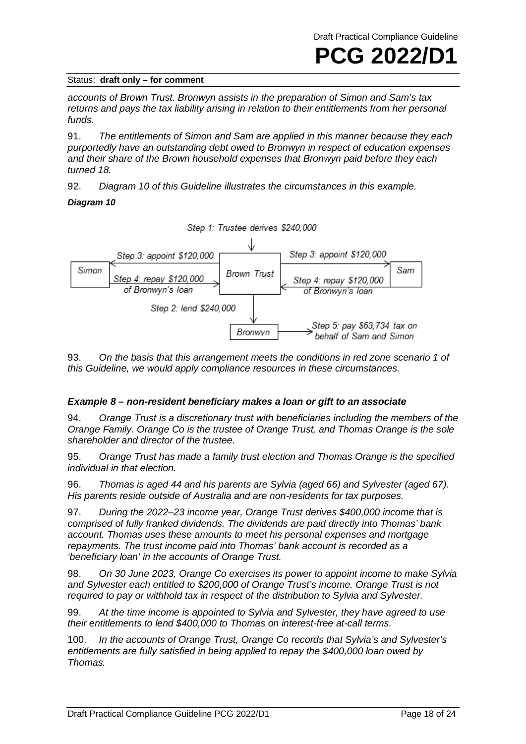*accounts of Brown Trust. Bronwyn assists in the preparation of Simon and Sam's tax returns and pays the tax liability arising in relation to their entitlements from her personal funds.*

91. *The entitlements of Simon and Sam are applied in this manner because they each purportedly have an outstanding debt owed to Bronwyn in respect of education expenses and their share of the Brown household expenses that Bronwyn paid before they each turned 18.*

92. *Diagram 10 of this Guideline illustrates the circumstances in this example.*

***Diagram 10***

*Step 1: Trustee derives $240,000* (to Brown Trust)

*Step 3: appoint $120,000* (Brown Trust to Simon)

*Step 4: repay $120,000 of Bronwyn's loan* (Simon to Brown Trust)

*Step 3: appoint $120,000* (Brown Trust to Sam)

*Step 4: repay $120,000 of Bronwyn's loan* (Sam to Brown Trust)

*Step 2: lend $240,000* (Brown Trust to Bronwyn)

*Step 5: pay $63,734 tax on behalf of Sam and Simon* (Bronwyn)

93. *On the basis that this arrangement meets the conditions in red zone scenario 1 of this Guideline, we would apply compliance resources in these circumstances.*

### *Example 8 – non-resident beneficiary makes a loan or gift to an associate*

94. *Orange Trust is a discretionary trust with beneficiaries including the members of the Orange Family. Orange Co is the trustee of Orange Trust, and Thomas Orange is the sole shareholder and director of the trustee.*

95. *Orange Trust has made a family trust election and Thomas Orange is the specified individual in that election.*

96. *Thomas is aged 44 and his parents are Sylvia (aged 66) and Sylvester (aged 67). His parents reside outside of Australia and are non-residents for tax purposes.*

97. *During the 2022–23 income year, Orange Trust derives $400,000 income that is comprised of fully franked dividends. The dividends are paid directly into Thomas' bank account. Thomas uses these amounts to meet his personal expenses and mortgage repayments. The trust income paid into Thomas' bank account is recorded as a 'beneficiary loan' in the accounts of Orange Trust.*

98. *On 30 June 2023, Orange Co exercises its power to appoint income to make Sylvia and Sylvester each entitled to $200,000 of Orange Trust's income. Orange Trust is not required to pay or withhold tax in respect of the distribution to Sylvia and Sylvester.*

99. *At the time income is appointed to Sylvia and Sylvester, they have agreed to use their entitlements to lend $400,000 to Thomas on interest-free at-call terms.*

100. *In the accounts of Orange Trust, Orange Co records that Sylvia's and Sylvester's entitlements are fully satisfied in being applied to repay the $400,000 loan owed by Thomas.*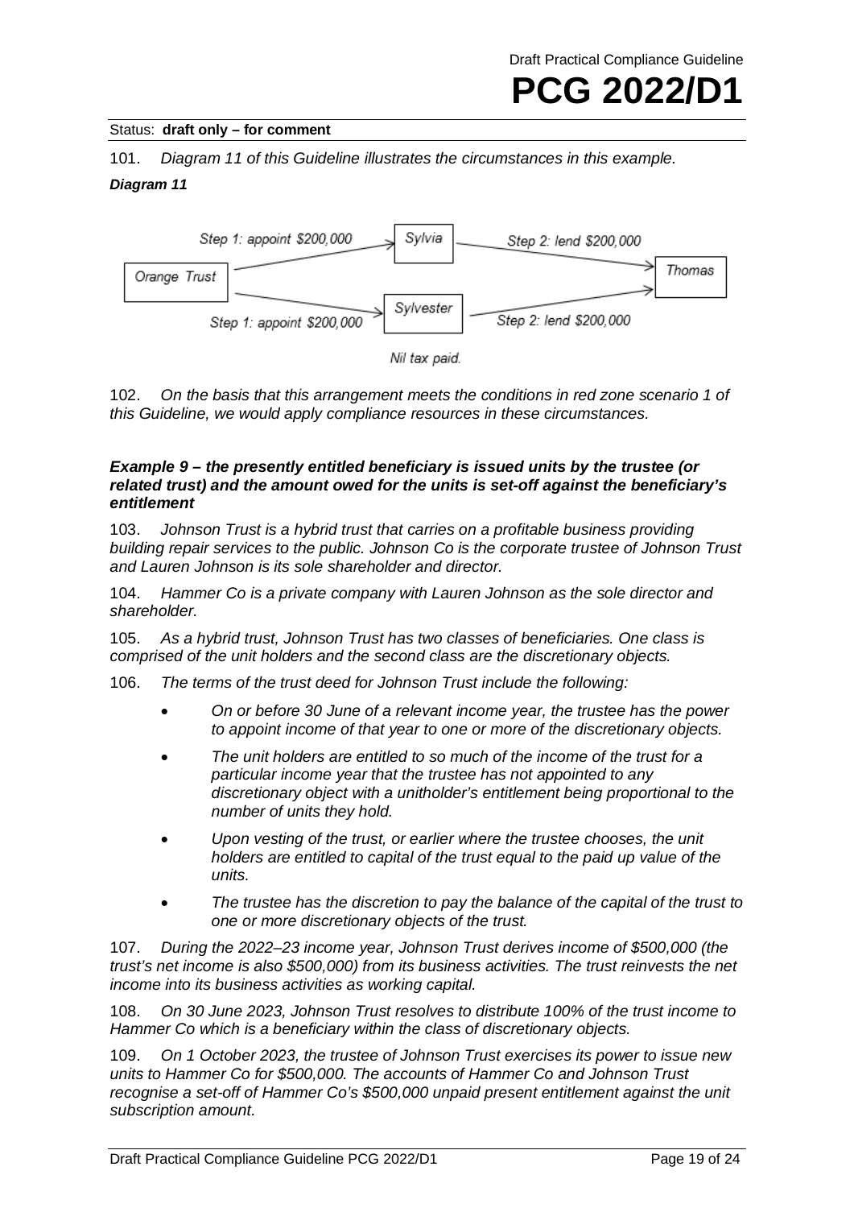101. *Diagram 11 of this Guideline illustrates the circumstances in this example.*

***Diagram 11***

*Step 1: appoint $200,000* → Sylvia → *Step 2: lend $200,000* → Thomas

Orange Trust

*Step 1: appoint $200,000* → Sylvester → *Step 2: lend $200,000* → Thomas

*Nil tax paid.*

102. *On the basis that this arrangement meets the conditions in red zone scenario 1 of this Guideline, we would apply compliance resources in these circumstances.*

#### *Example 9 – the presently entitled beneficiary is issued units by the trustee (or related trust) and the amount owed for the units is set-off against the beneficiary's entitlement*

103. *Johnson Trust is a hybrid trust that carries on a profitable business providing building repair services to the public. Johnson Co is the corporate trustee of Johnson Trust and Lauren Johnson is its sole shareholder and director.*

104. *Hammer Co is a private company with Lauren Johnson as the sole director and shareholder.*

105. *As a hybrid trust, Johnson Trust has two classes of beneficiaries. One class is comprised of the unit holders and the second class are the discretionary objects.*

106. *The terms of the trust deed for Johnson Trust include the following:*

- *On or before 30 June of a relevant income year, the trustee has the power to appoint income of that year to one or more of the discretionary objects.*
- *The unit holders are entitled to so much of the income of the trust for a particular income year that the trustee has not appointed to any discretionary object with a unitholder's entitlement being proportional to the number of units they hold.*
- *Upon vesting of the trust, or earlier where the trustee chooses, the unit holders are entitled to capital of the trust equal to the paid up value of the units.*
- *The trustee has the discretion to pay the balance of the capital of the trust to one or more discretionary objects of the trust.*

107. *During the 2022–23 income year, Johnson Trust derives income of $500,000 (the trust's net income is also $500,000) from its business activities. The trust reinvests the net income into its business activities as working capital.*

108. *On 30 June 2023, Johnson Trust resolves to distribute 100% of the trust income to Hammer Co which is a beneficiary within the class of discretionary objects.*

109. *On 1 October 2023, the trustee of Johnson Trust exercises its power to issue new units to Hammer Co for $500,000. The accounts of Hammer Co and Johnson Trust recognise a set-off of Hammer Co's $500,000 unpaid present entitlement against the unit subscription amount.*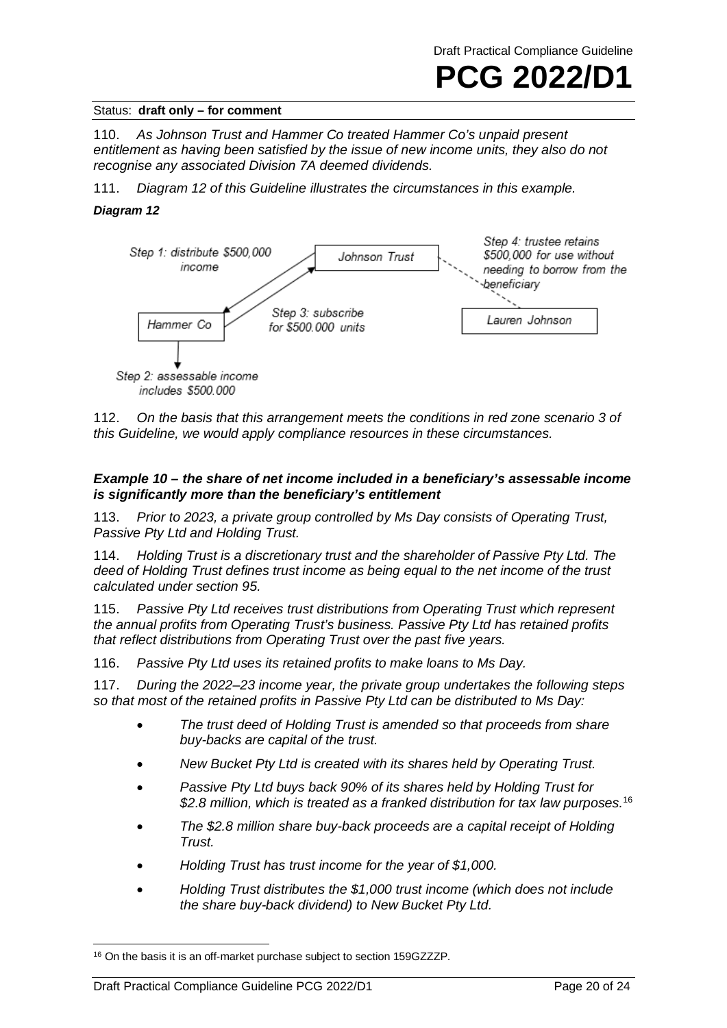Status: **draft only – for comment**

110. *As Johnson Trust and Hammer Co treated Hammer Co's unpaid present entitlement as having been satisfied by the issue of new income units, they also do not recognise any associated Division 7A deemed dividends.*

111. *Diagram 12 of this Guideline illustrates the circumstances in this example.*

***Diagram 12***

*Step 1: distribute $500,000 income*

*Johnson Trust*

*Step 4: trustee retains $500,000 for use without needing to borrow from the beneficiary*

*Hammer Co*

*Step 3: subscribe for $500.000 units*

*Lauren Johnson*

*Step 2: assessable income includes $500.000*

112. *On the basis that this arrangement meets the conditions in red zone scenario 3 of this Guideline, we would apply compliance resources in these circumstances.*

#### *Example 10 – the share of net income included in a beneficiary's assessable income is significantly more than the beneficiary's entitlement*

113. *Prior to 2023, a private group controlled by Ms Day consists of Operating Trust, Passive Pty Ltd and Holding Trust.*

114. *Holding Trust is a discretionary trust and the shareholder of Passive Pty Ltd. The deed of Holding Trust defines trust income as being equal to the net income of the trust calculated under section 95.*

115. *Passive Pty Ltd receives trust distributions from Operating Trust which represent the annual profits from Operating Trust's business. Passive Pty Ltd has retained profits that reflect distributions from Operating Trust over the past five years.*

116. *Passive Pty Ltd uses its retained profits to make loans to Ms Day.*

117. *During the 2022–23 income year, the private group undertakes the following steps so that most of the retained profits in Passive Pty Ltd can be distributed to Ms Day:*

- *The trust deed of Holding Trust is amended so that proceeds from share buy-backs are capital of the trust.*
- *New Bucket Pty Ltd is created with its shares held by Operating Trust.*
- *Passive Pty Ltd buys back 90% of its shares held by Holding Trust for $2.8 million, which is treated as a franked distribution for tax law purposes.*[16]
- *The $2.8 million share buy-back proceeds are a capital receipt of Holding Trust.*
- *Holding Trust has trust income for the year of $1,000.*
- *Holding Trust distributes the $1,000 trust income (which does not include the share buy-back dividend) to New Bucket Pty Ltd.*

[16] On the basis it is an off-market purchase subject to section 159GZZZP.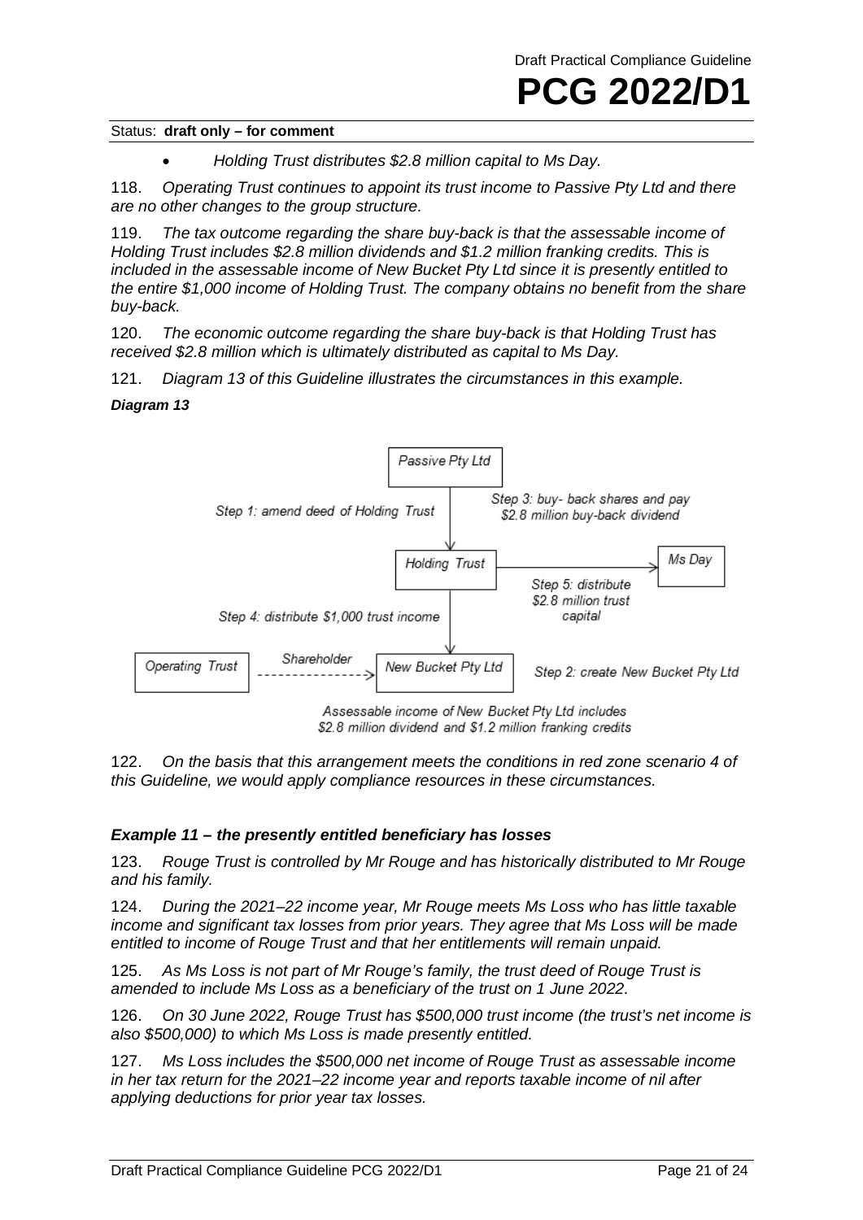- *Holding Trust distributes $2.8 million capital to Ms Day.*

118. *Operating Trust continues to appoint its trust income to Passive Pty Ltd and there are no other changes to the group structure.*

119. *The tax outcome regarding the share buy-back is that the assessable income of Holding Trust includes $2.8 million dividends and $1.2 million franking credits. This is included in the assessable income of New Bucket Pty Ltd since it is presently entitled to the entire $1,000 income of Holding Trust. The company obtains no benefit from the share buy-back.*

120. *The economic outcome regarding the share buy-back is that Holding Trust has received $2.8 million which is ultimately distributed as capital to Ms Day.*

121. *Diagram 13 of this Guideline illustrates the circumstances in this example.*

***Diagram 13***

Passive Pty Ltd

Step 1: amend deed of Holding Trust

Step 3: buy- back shares and pay $2.8 million buy-back dividend

Holding Trust

Ms Day

Step 5: distribute $2.8 million trust capital

Step 4: distribute $1,000 trust income

Operating Trust

Shareholder

New Bucket Pty Ltd

Step 2: create New Bucket Pty Ltd

Assessable income of New Bucket Pty Ltd includes $2.8 million dividend and $1.2 million franking credits

122. *On the basis that this arrangement meets the conditions in red zone scenario 4 of this Guideline, we would apply compliance resources in these circumstances.*

### *Example 11 – the presently entitled beneficiary has losses*

123. *Rouge Trust is controlled by Mr Rouge and has historically distributed to Mr Rouge and his family.*

124. *During the 2021–22 income year, Mr Rouge meets Ms Loss who has little taxable income and significant tax losses from prior years. They agree that Ms Loss will be made entitled to income of Rouge Trust and that her entitlements will remain unpaid.*

125. *As Ms Loss is not part of Mr Rouge's family, the trust deed of Rouge Trust is amended to include Ms Loss as a beneficiary of the trust on 1 June 2022.*

126. *On 30 June 2022, Rouge Trust has $500,000 trust income (the trust's net income is also $500,000) to which Ms Loss is made presently entitled.*

127. *Ms Loss includes the $500,000 net income of Rouge Trust as assessable income in her tax return for the 2021–22 income year and reports taxable income of nil after applying deductions for prior year tax losses.*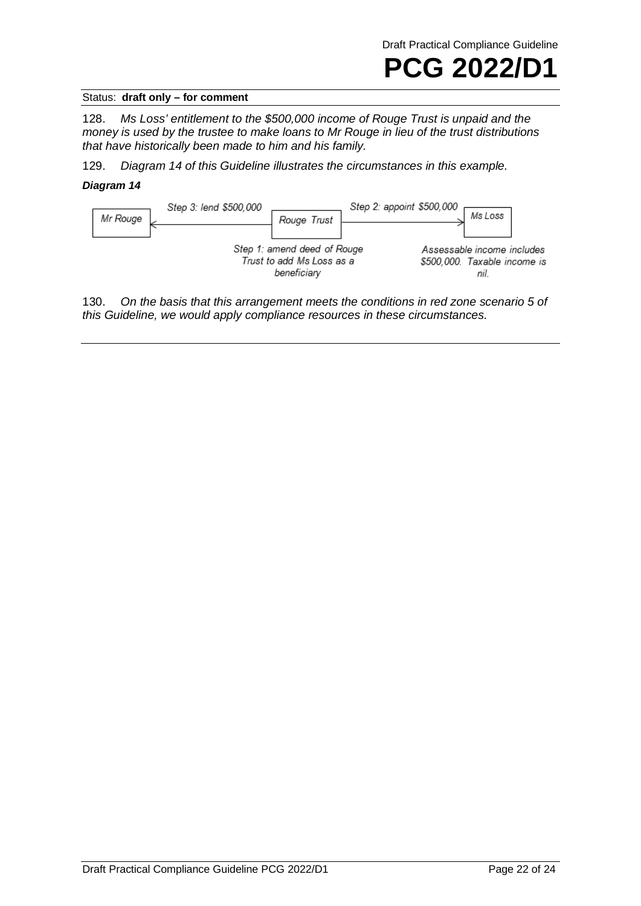128. *Ms Loss' entitlement to the $500,000 income of Rouge Trust is unpaid and the money is used by the trustee to make loans to Mr Rouge in lieu of the trust distributions that have historically been made to him and his family.*

129. *Diagram 14 of this Guideline illustrates the circumstances in this example.*

***Diagram 14***

*Mr Rouge* ← *Step 3: lend $500,000* — *Rouge Trust* — *Step 2: appoint $500,000* → *Ms Loss*

*Step 1: amend deed of Rouge Trust to add Ms Loss as a beneficiary*

*Assessable income includes $500,000. Taxable income is nil.*

130. *On the basis that this arrangement meets the conditions in red zone scenario 5 of this Guideline, we would apply compliance resources in these circumstances.*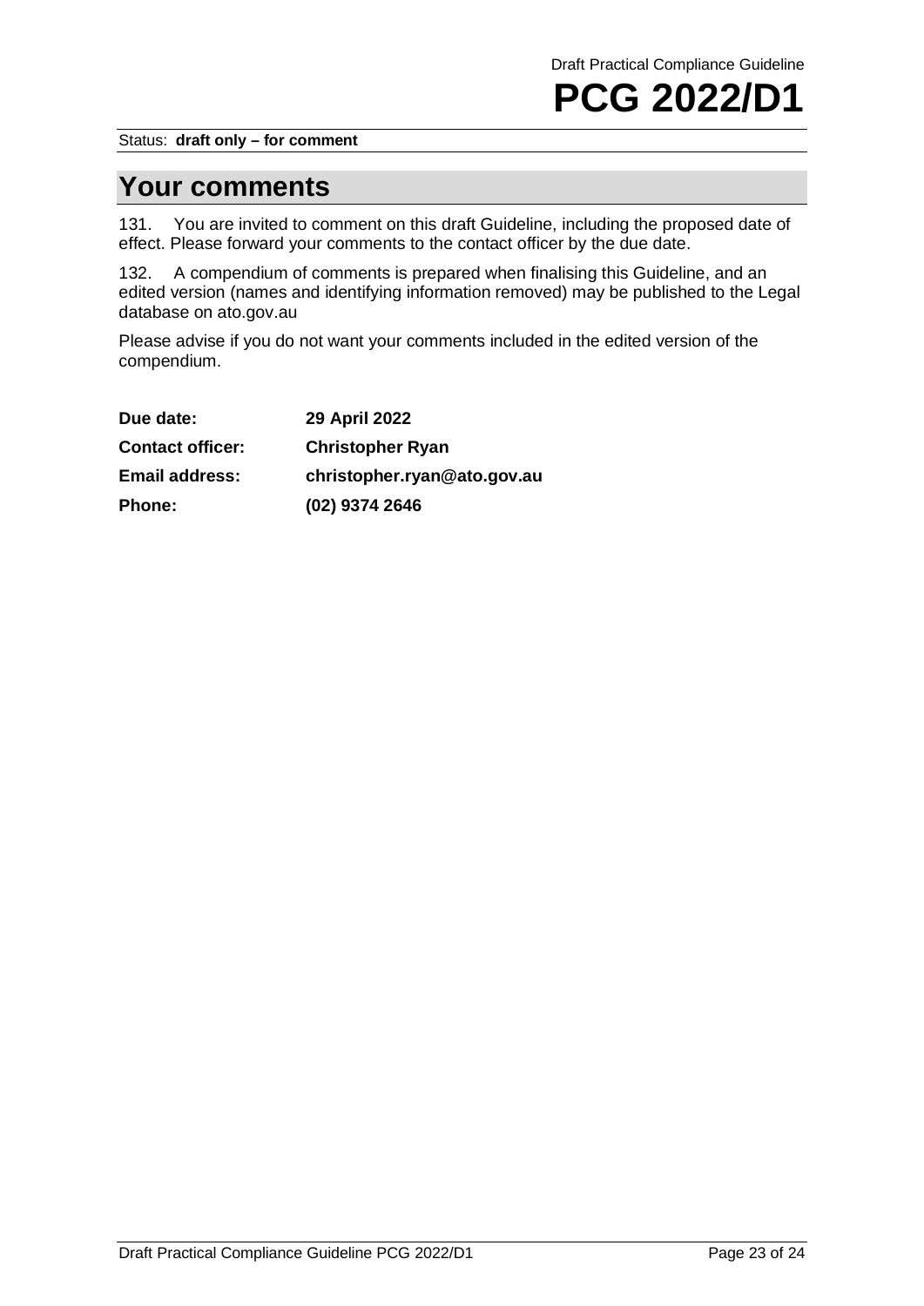Status: **draft only – for comment**

## Your comments

131. You are invited to comment on this draft Guideline, including the proposed date of effect. Please forward your comments to the contact officer by the due date.

132. A compendium of comments is prepared when finalising this Guideline, and an edited version (names and identifying information removed) may be published to the Legal database on ato.gov.au

Please advise if you do not want your comments included in the edited version of the compendium.

| | |
|---|---|
| **Due date:** | **29 April 2022** |
| **Contact officer:** | **Christopher Ryan** |
| **Email address:** | **christopher.ryan@ato.gov.au** |
| **Phone:** | **(02) 9374 2646** |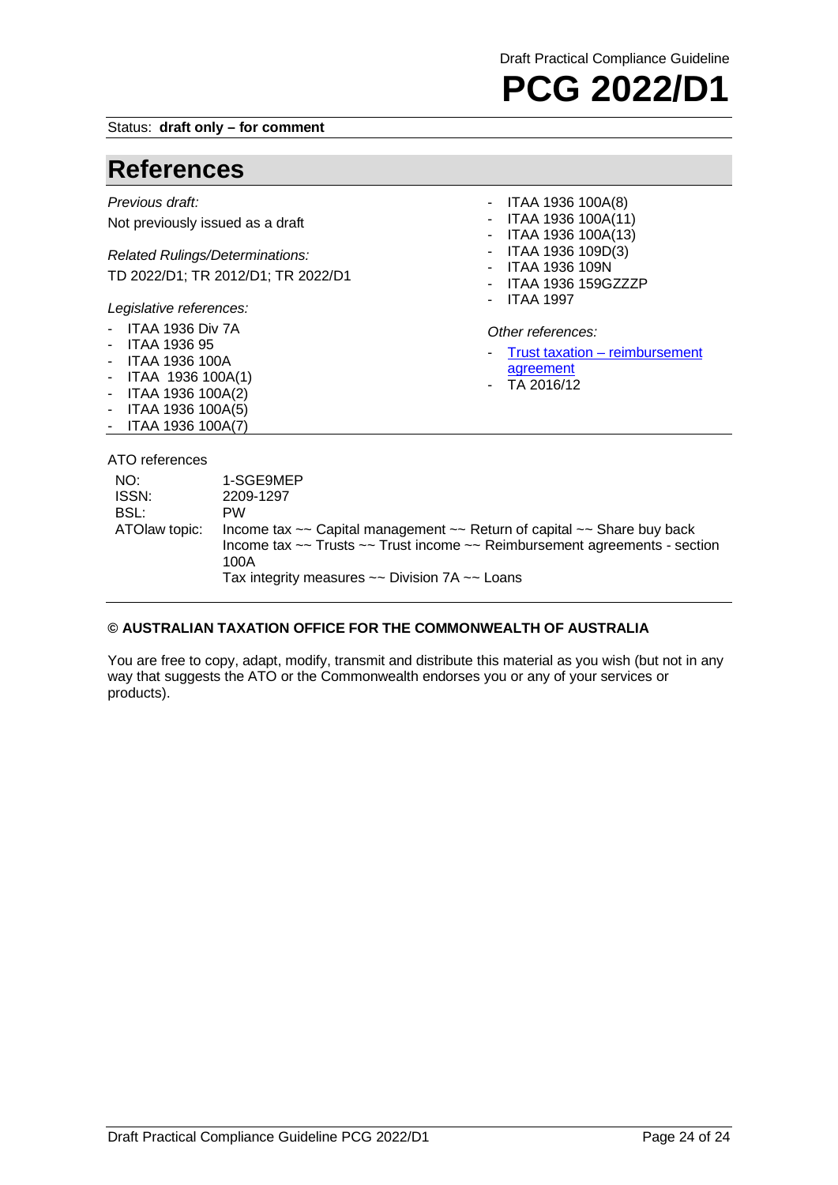## References

*Previous draft:*

Not previously issued as a draft

*Related Rulings/Determinations:*

TD 2022/D1; TR 2012/D1; TR 2022/D1

*Legislative references:*

- ITAA 1936 Div 7A
- ITAA 1936 95
- ITAA 1936 100A
- ITAA 1936 100A(1)
- ITAA 1936 100A(2)
- ITAA 1936 100A(5)
- ITAA 1936 100A(7)
- ITAA 1936 100A(8)
- ITAA 1936 100A(11)
- ITAA 1936 100A(13)
- ITAA 1936 109D(3)
- ITAA 1936 109N
- ITAA 1936 159GZZZP
- ITAA 1997

*Other references:*

- Trust taxation – reimbursement agreement
- TA 2016/12

ATO references

| | |
|---|---|
| NO: | 1-SGE9MEP |
| ISSN: | 2209-1297 |
| BSL: | PW |
| ATOlaw topic: | Income tax ~~ Capital management ~~ Return of capital ~~ Share buy back<br>Income tax ~~ Trusts ~~ Trust income ~~ Reimbursement agreements - section 100A<br>Tax integrity measures ~~ Division 7A ~~ Loans |

**© AUSTRALIAN TAXATION OFFICE FOR THE COMMONWEALTH OF AUSTRALIA**

You are free to copy, adapt, modify, transmit and distribute this material as you wish (but not in any way that suggests the ATO or the Commonwealth endorses you or any of your services or products).